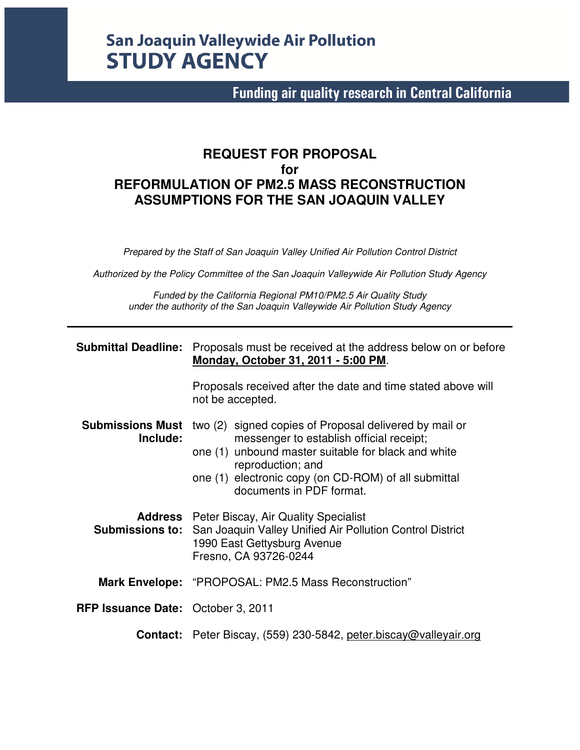San Joaquin Valleywide Air Pollution
**STUDY AGENCY**

**Funding air quality research in Central California**

# REQUEST FOR PROPOSAL
# for
# REFORMULATION OF PM2.5 MASS RECONSTRUCTION ASSUMPTIONS FOR THE SAN JOAQUIN VALLEY

*Prepared by the Staff of San Joaquin Valley Unified Air Pollution Control District*

*Authorized by the Policy Committee of the San Joaquin Valleywide Air Pollution Study Agency*

*Funded by the California Regional PM10/PM2.5 Air Quality Study under the authority of the San Joaquin Valleywide Air Pollution Study Agency*

---

**Submittal Deadline:** Proposals must be received at the address below on or before **Monday, October 31, 2011 - 5:00 PM**.

Proposals received after the date and time stated above will not be accepted.

**Submissions Must Include:**
- two (2) signed copies of Proposal delivered by mail or messenger to establish official receipt;
- one (1) unbound master suitable for black and white reproduction; and
- one (1) electronic copy (on CD-ROM) of all submittal documents in PDF format.

**Address Submissions to:** Peter Biscay, Air Quality Specialist
San Joaquin Valley Unified Air Pollution Control District
1990 East Gettysburg Avenue
Fresno, CA 93726-0244

**Mark Envelope:** "PROPOSAL: PM2.5 Mass Reconstruction"

**RFP Issuance Date:** October 3, 2011

**Contact:** Peter Biscay, (559) 230-5842, peter.biscay@valleyair.org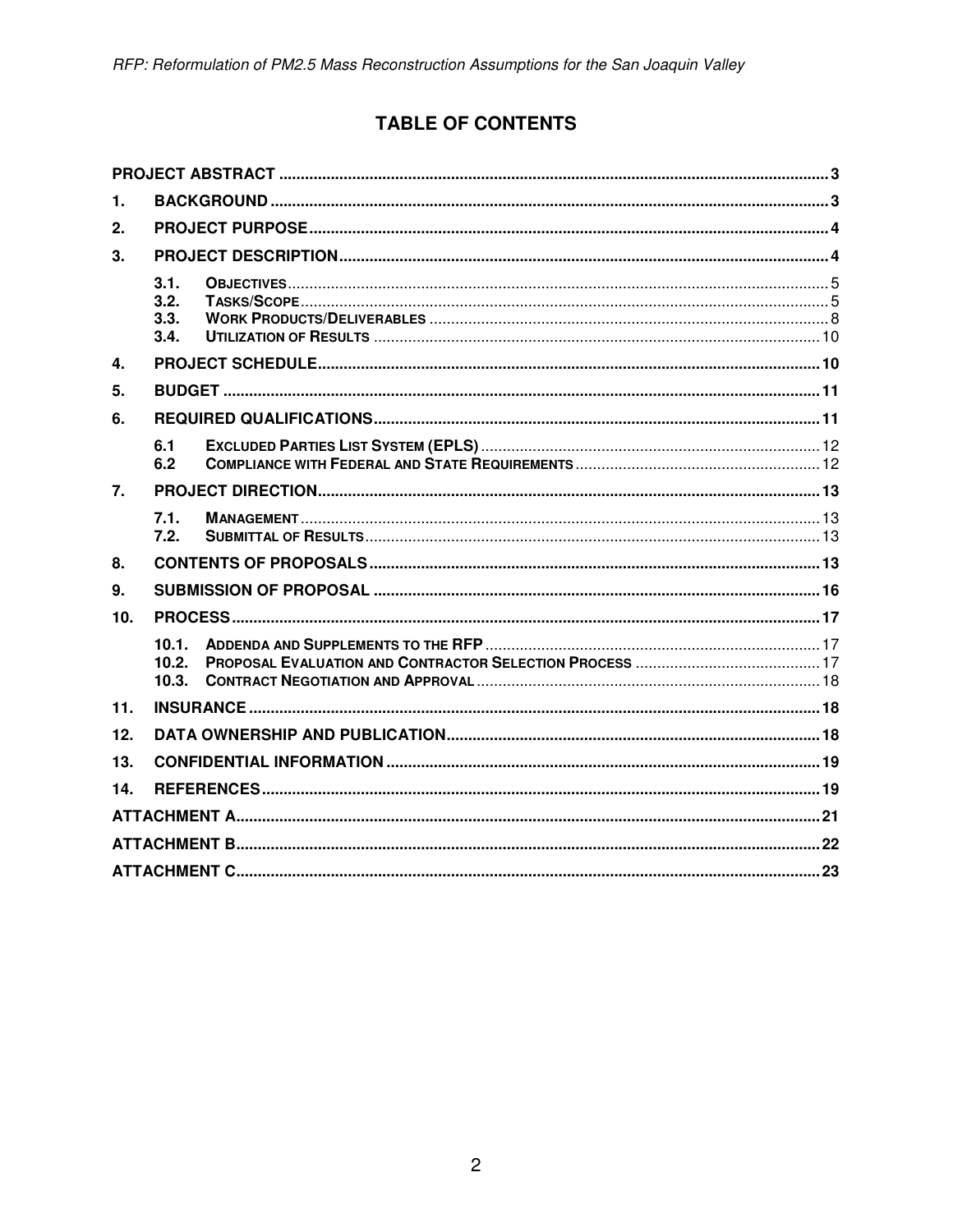# TABLE OF CONTENTS

- **PROJECT ABSTRACT** .......... 3
- **1. BACKGROUND** .......... 3
- **2. PROJECT PURPOSE** .......... 4
- **3. PROJECT DESCRIPTION** .......... 4
  - 3.1. OBJECTIVES .......... 5
  - 3.2. TASKS/SCOPE .......... 5
  - 3.3. WORK PRODUCTS/DELIVERABLES .......... 8
  - 3.4. UTILIZATION OF RESULTS .......... 10
- **4. PROJECT SCHEDULE** .......... 10
- **5. BUDGET** .......... 11
- **6. REQUIRED QUALIFICATIONS** .......... 11
  - 6.1 EXCLUDED PARTIES LIST SYSTEM (EPLS) .......... 12
  - 6.2 COMPLIANCE WITH FEDERAL AND STATE REQUIREMENTS .......... 12
- **7. PROJECT DIRECTION** .......... 13
  - 7.1. MANAGEMENT .......... 13
  - 7.2. SUBMITTAL OF RESULTS .......... 13
- **8. CONTENTS OF PROPOSALS** .......... 13
- **9. SUBMISSION OF PROPOSAL** .......... 16
- **10. PROCESS** .......... 17
  - 10.1. ADDENDA AND SUPPLEMENTS TO THE RFP .......... 17
  - 10.2. PROPOSAL EVALUATION AND CONTRACTOR SELECTION PROCESS .......... 17
  - 10.3. CONTRACT NEGOTIATION AND APPROVAL .......... 18
- **11. INSURANCE** .......... 18
- **12. DATA OWNERSHIP AND PUBLICATION** .......... 18
- **13. CONFIDENTIAL INFORMATION** .......... 19
- **14. REFERENCES** .......... 19
- **ATTACHMENT A** .......... 21
- **ATTACHMENT B** .......... 22
- **ATTACHMENT C** .......... 23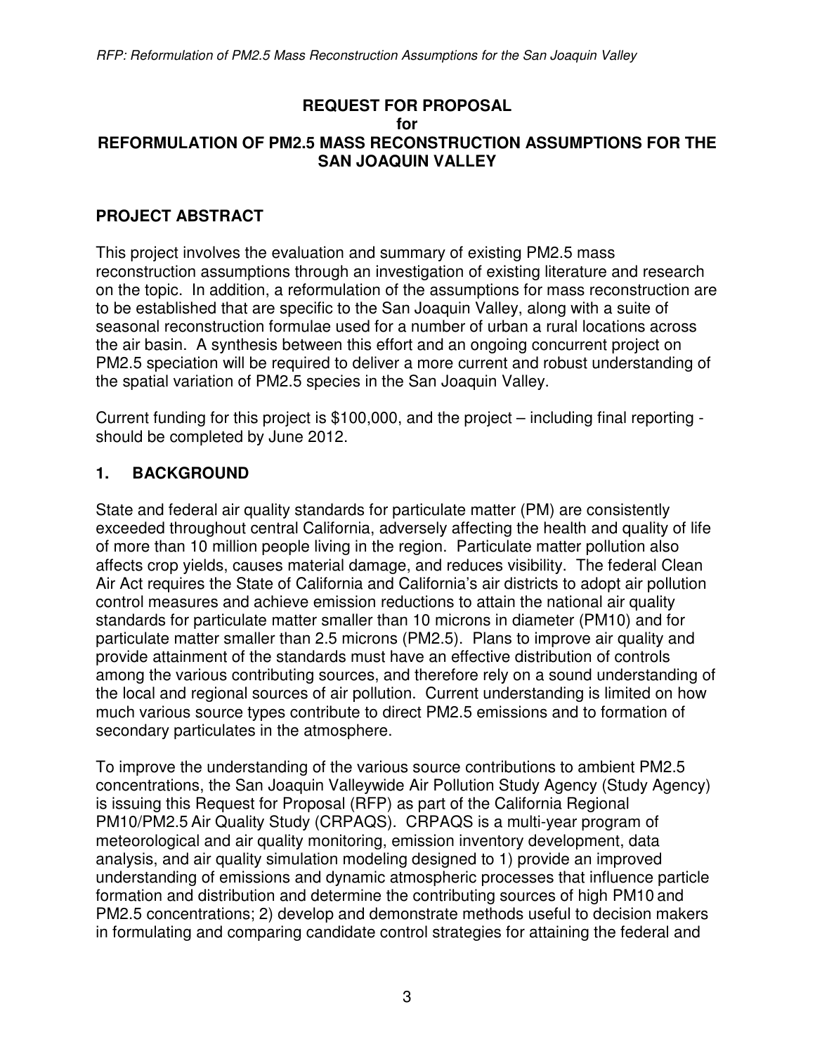**REQUEST FOR PROPOSAL**
**for**
**REFORMULATION OF PM2.5 MASS RECONSTRUCTION ASSUMPTIONS FOR THE SAN JOAQUIN VALLEY**

## PROJECT ABSTRACT

This project involves the evaluation and summary of existing PM2.5 mass reconstruction assumptions through an investigation of existing literature and research on the topic. In addition, a reformulation of the assumptions for mass reconstruction are to be established that are specific to the San Joaquin Valley, along with a suite of seasonal reconstruction formulae used for a number of urban a rural locations across the air basin. A synthesis between this effort and an ongoing concurrent project on PM2.5 speciation will be required to deliver a more current and robust understanding of the spatial variation of PM2.5 species in the San Joaquin Valley.

Current funding for this project is $100,000, and the project – including final reporting - should be completed by June 2012.

## 1. BACKGROUND

State and federal air quality standards for particulate matter (PM) are consistently exceeded throughout central California, adversely affecting the health and quality of life of more than 10 million people living in the region. Particulate matter pollution also affects crop yields, causes material damage, and reduces visibility. The federal Clean Air Act requires the State of California and California's air districts to adopt air pollution control measures and achieve emission reductions to attain the national air quality standards for particulate matter smaller than 10 microns in diameter (PM10) and for particulate matter smaller than 2.5 microns (PM2.5). Plans to improve air quality and provide attainment of the standards must have an effective distribution of controls among the various contributing sources, and therefore rely on a sound understanding of the local and regional sources of air pollution. Current understanding is limited on how much various source types contribute to direct PM2.5 emissions and to formation of secondary particulates in the atmosphere.

To improve the understanding of the various source contributions to ambient PM2.5 concentrations, the San Joaquin Valleywide Air Pollution Study Agency (Study Agency) is issuing this Request for Proposal (RFP) as part of the California Regional PM10/PM2.5 Air Quality Study (CRPAQS). CRPAQS is a multi-year program of meteorological and air quality monitoring, emission inventory development, data analysis, and air quality simulation modeling designed to 1) provide an improved understanding of emissions and dynamic atmospheric processes that influence particle formation and distribution and determine the contributing sources of high PM10 and PM2.5 concentrations; 2) develop and demonstrate methods useful to decision makers in formulating and comparing candidate control strategies for attaining the federal and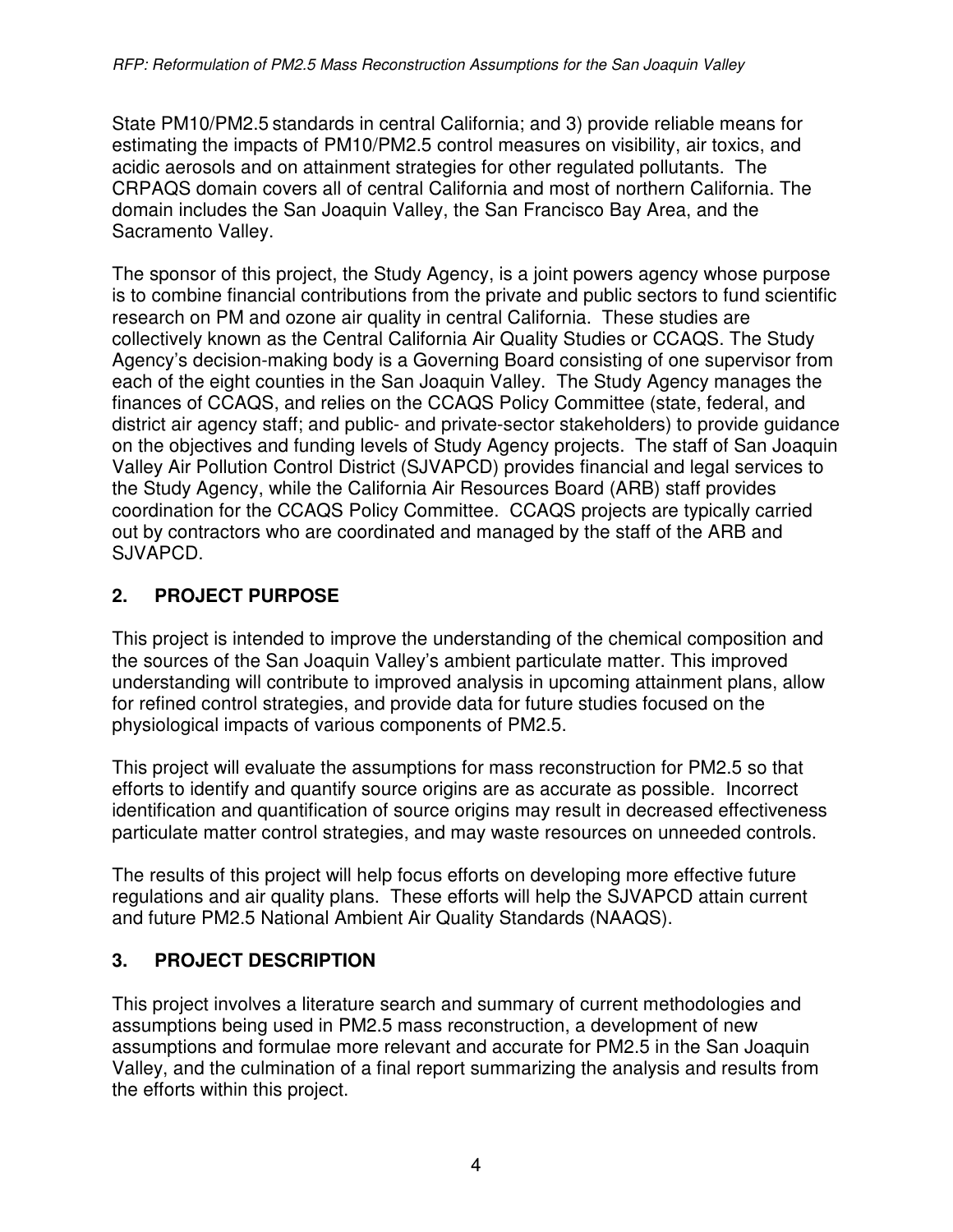State PM10/PM2.5 standards in central California; and 3) provide reliable means for estimating the impacts of PM10/PM2.5 control measures on visibility, air toxics, and acidic aerosols and on attainment strategies for other regulated pollutants. The CRPAQS domain covers all of central California and most of northern California. The domain includes the San Joaquin Valley, the San Francisco Bay Area, and the Sacramento Valley.

The sponsor of this project, the Study Agency, is a joint powers agency whose purpose is to combine financial contributions from the private and public sectors to fund scientific research on PM and ozone air quality in central California. These studies are collectively known as the Central California Air Quality Studies or CCAQS. The Study Agency's decision-making body is a Governing Board consisting of one supervisor from each of the eight counties in the San Joaquin Valley. The Study Agency manages the finances of CCAQS, and relies on the CCAQS Policy Committee (state, federal, and district air agency staff; and public- and private-sector stakeholders) to provide guidance on the objectives and funding levels of Study Agency projects. The staff of San Joaquin Valley Air Pollution Control District (SJVAPCD) provides financial and legal services to the Study Agency, while the California Air Resources Board (ARB) staff provides coordination for the CCAQS Policy Committee. CCAQS projects are typically carried out by contractors who are coordinated and managed by the staff of the ARB and SJVAPCD.

## 2. PROJECT PURPOSE

This project is intended to improve the understanding of the chemical composition and the sources of the San Joaquin Valley's ambient particulate matter. This improved understanding will contribute to improved analysis in upcoming attainment plans, allow for refined control strategies, and provide data for future studies focused on the physiological impacts of various components of PM2.5.

This project will evaluate the assumptions for mass reconstruction for PM2.5 so that efforts to identify and quantify source origins are as accurate as possible. Incorrect identification and quantification of source origins may result in decreased effectiveness particulate matter control strategies, and may waste resources on unneeded controls.

The results of this project will help focus efforts on developing more effective future regulations and air quality plans. These efforts will help the SJVAPCD attain current and future PM2.5 National Ambient Air Quality Standards (NAAQS).

## 3. PROJECT DESCRIPTION

This project involves a literature search and summary of current methodologies and assumptions being used in PM2.5 mass reconstruction, a development of new assumptions and formulae more relevant and accurate for PM2.5 in the San Joaquin Valley, and the culmination of a final report summarizing the analysis and results from the efforts within this project.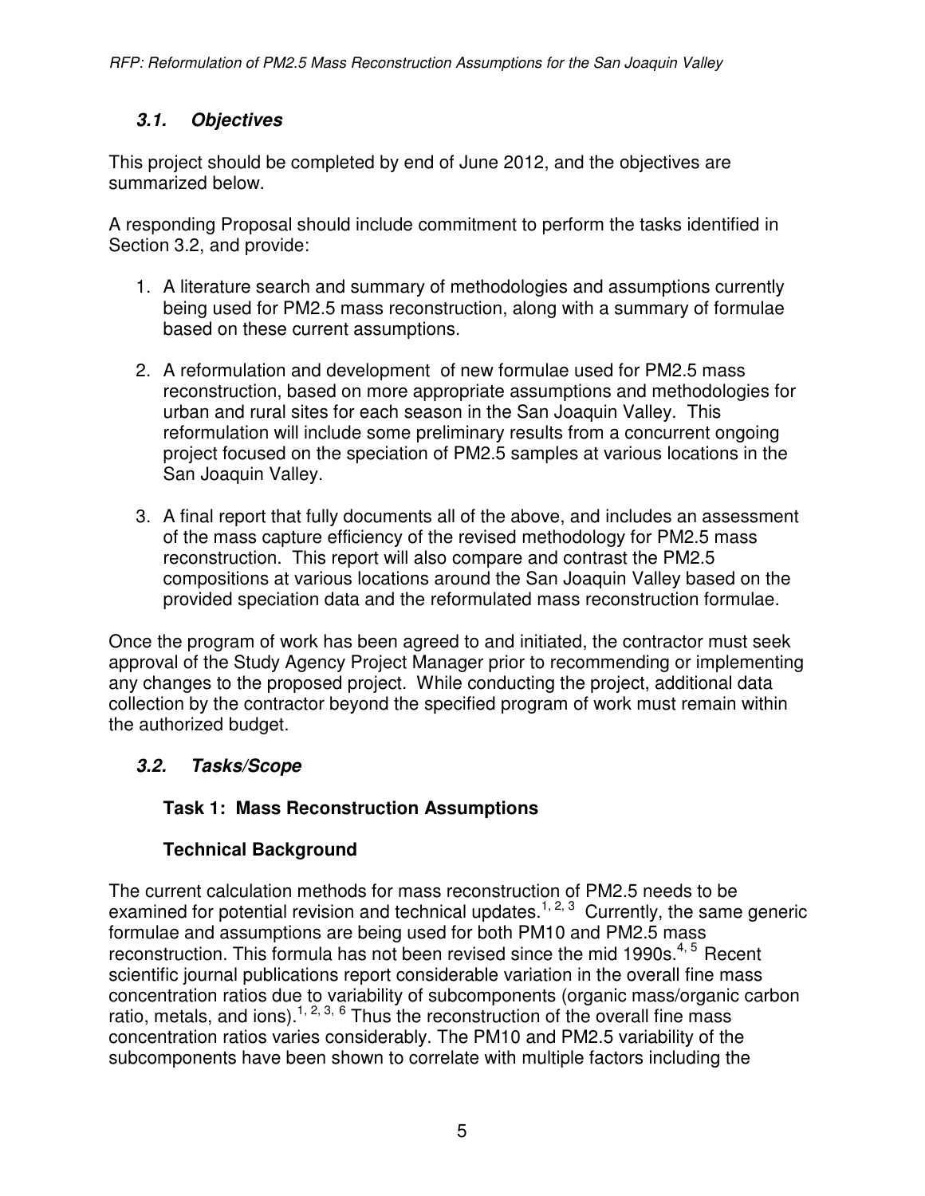### 3.1. Objectives

This project should be completed by end of June 2012, and the objectives are summarized below.

A responding Proposal should include commitment to perform the tasks identified in Section 3.2, and provide:

1. A literature search and summary of methodologies and assumptions currently being used for PM2.5 mass reconstruction, along with a summary of formulae based on these current assumptions.

2. A reformulation and development of new formulae used for PM2.5 mass reconstruction, based on more appropriate assumptions and methodologies for urban and rural sites for each season in the San Joaquin Valley. This reformulation will include some preliminary results from a concurrent ongoing project focused on the speciation of PM2.5 samples at various locations in the San Joaquin Valley.

3. A final report that fully documents all of the above, and includes an assessment of the mass capture efficiency of the revised methodology for PM2.5 mass reconstruction. This report will also compare and contrast the PM2.5 compositions at various locations around the San Joaquin Valley based on the provided speciation data and the reformulated mass reconstruction formulae.

Once the program of work has been agreed to and initiated, the contractor must seek approval of the Study Agency Project Manager prior to recommending or implementing any changes to the proposed project. While conducting the project, additional data collection by the contractor beyond the specified program of work must remain within the authorized budget.

### 3.2. Tasks/Scope

#### Task 1: Mass Reconstruction Assumptions

#### Technical Background

The current calculation methods for mass reconstruction of PM2.5 needs to be examined for potential revision and technical updates.[1, 2, 3] Currently, the same generic formulae and assumptions are being used for both PM10 and PM2.5 mass reconstruction. This formula has not been revised since the mid 1990s.[4, 5] Recent scientific journal publications report considerable variation in the overall fine mass concentration ratios due to variability of subcomponents (organic mass/organic carbon ratio, metals, and ions).[1, 2, 3, 6] Thus the reconstruction of the overall fine mass concentration ratios varies considerably. The PM10 and PM2.5 variability of the subcomponents have been shown to correlate with multiple factors including the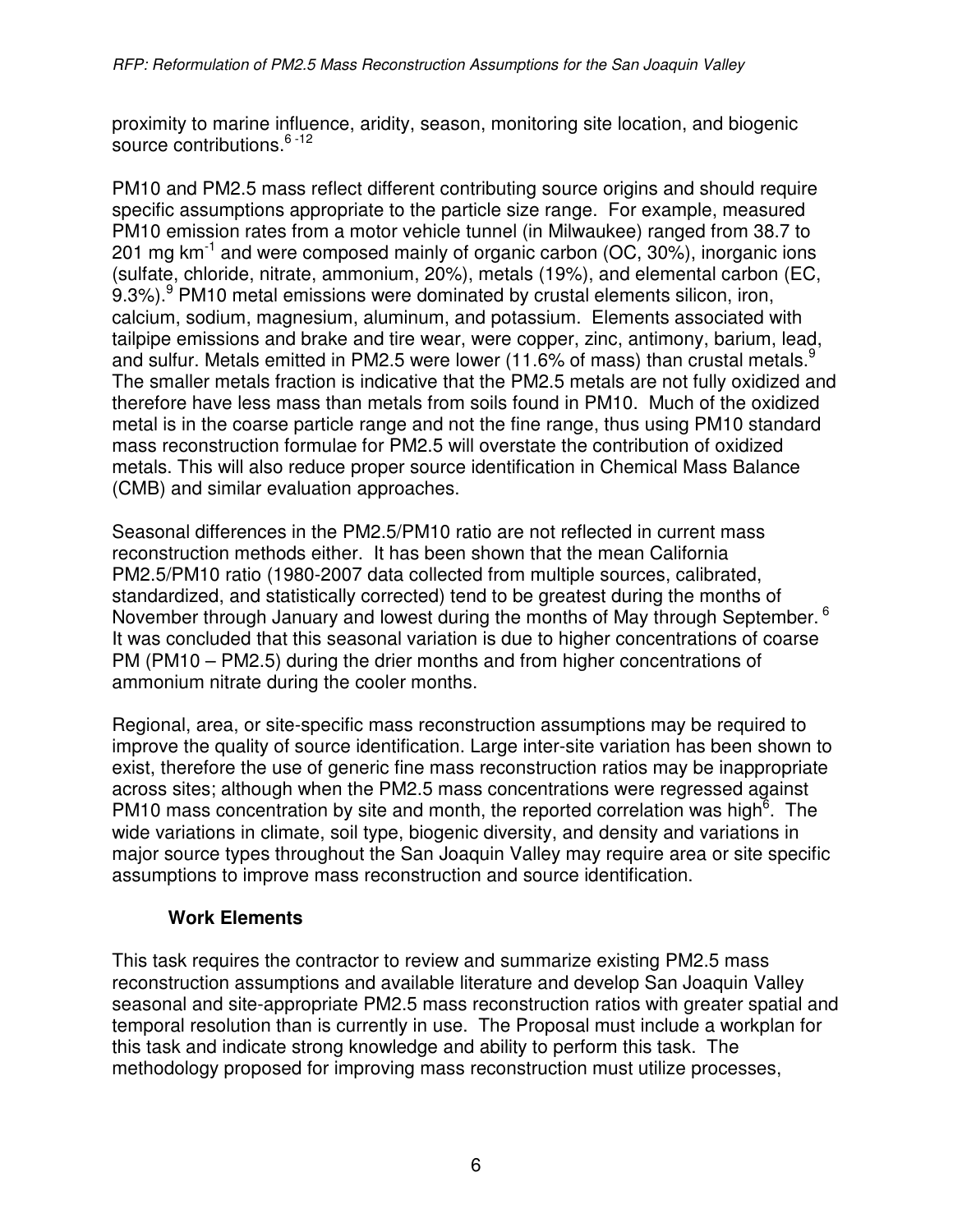proximity to marine influence, aridity, season, monitoring site location, and biogenic source contributions.[6-12]

PM10 and PM2.5 mass reflect different contributing source origins and should require specific assumptions appropriate to the particle size range. For example, measured PM10 emission rates from a motor vehicle tunnel (in Milwaukee) ranged from 38.7 to 201 mg $km^{-1}$ and were composed mainly of organic carbon (OC, 30%), inorganic ions (sulfate, chloride, nitrate, ammonium, 20%), metals (19%), and elemental carbon (EC, 9.3%).[9] PM10 metal emissions were dominated by crustal elements silicon, iron, calcium, sodium, magnesium, aluminum, and potassium. Elements associated with tailpipe emissions and brake and tire wear, were copper, zinc, antimony, barium, lead, and sulfur. Metals emitted in PM2.5 were lower (11.6% of mass) than crustal metals.[9] The smaller metals fraction is indicative that the PM2.5 metals are not fully oxidized and therefore have less mass than metals from soils found in PM10. Much of the oxidized metal is in the coarse particle range and not the fine range, thus using PM10 standard mass reconstruction formulae for PM2.5 will overstate the contribution of oxidized metals. This will also reduce proper source identification in Chemical Mass Balance (CMB) and similar evaluation approaches.

Seasonal differences in the PM2.5/PM10 ratio are not reflected in current mass reconstruction methods either. It has been shown that the mean California PM2.5/PM10 ratio (1980-2007 data collected from multiple sources, calibrated, standardized, and statistically corrected) tend to be greatest during the months of November through January and lowest during the months of May through September.[6] It was concluded that this seasonal variation is due to higher concentrations of coarse PM (PM10 – PM2.5) during the drier months and from higher concentrations of ammonium nitrate during the cooler months.

Regional, area, or site-specific mass reconstruction assumptions may be required to improve the quality of source identification. Large inter-site variation has been shown to exist, therefore the use of generic fine mass reconstruction ratios may be inappropriate across sites; although when the PM2.5 mass concentrations were regressed against PM10 mass concentration by site and month, the reported correlation was high[6]. The wide variations in climate, soil type, biogenic diversity, and density and variations in major source types throughout the San Joaquin Valley may require area or site specific assumptions to improve mass reconstruction and source identification.

### Work Elements

This task requires the contractor to review and summarize existing PM2.5 mass reconstruction assumptions and available literature and develop San Joaquin Valley seasonal and site-appropriate PM2.5 mass reconstruction ratios with greater spatial and temporal resolution than is currently in use. The Proposal must include a workplan for this task and indicate strong knowledge and ability to perform this task. The methodology proposed for improving mass reconstruction must utilize processes,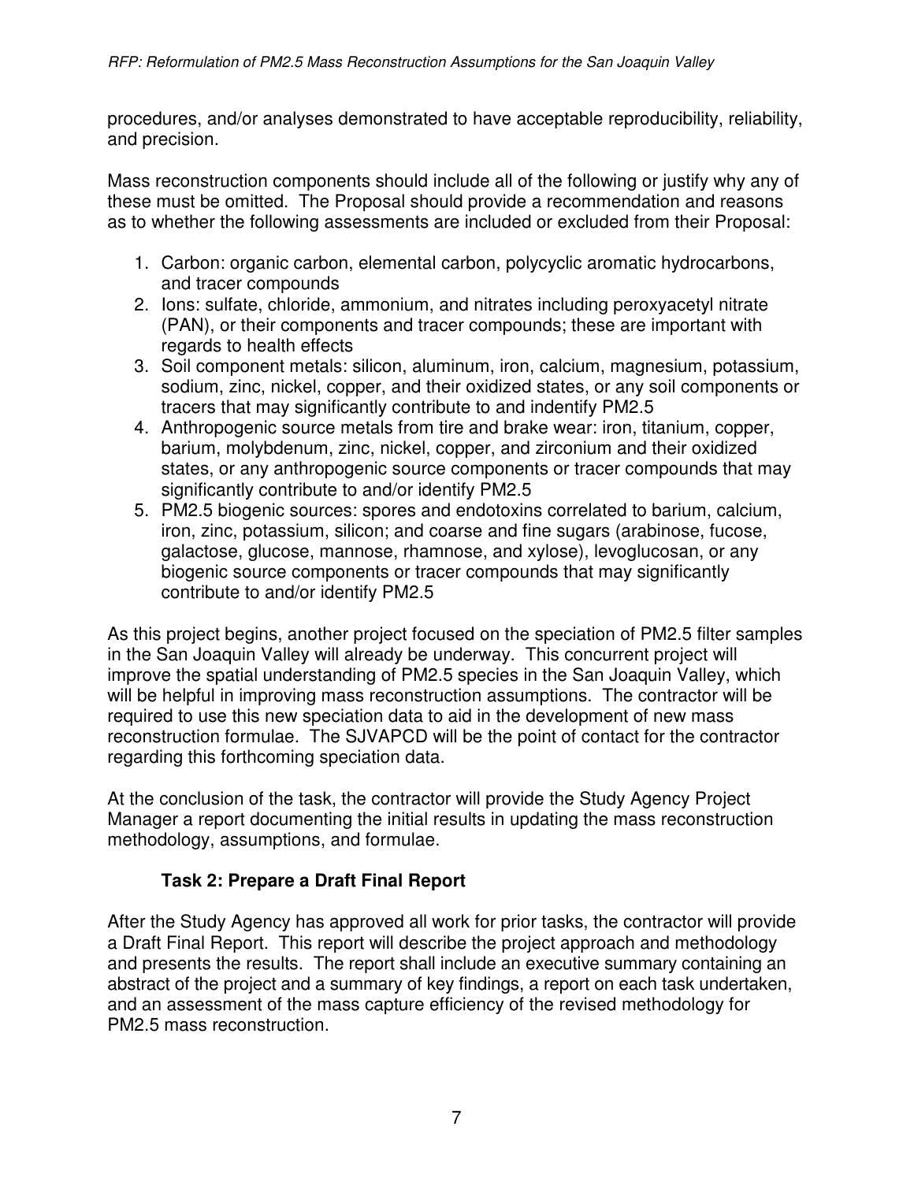procedures, and/or analyses demonstrated to have acceptable reproducibility, reliability, and precision.

Mass reconstruction components should include all of the following or justify why any of these must be omitted. The Proposal should provide a recommendation and reasons as to whether the following assessments are included or excluded from their Proposal:

1. Carbon: organic carbon, elemental carbon, polycyclic aromatic hydrocarbons, and tracer compounds
2. Ions: sulfate, chloride, ammonium, and nitrates including peroxyacetyl nitrate (PAN), or their components and tracer compounds; these are important with regards to health effects
3. Soil component metals: silicon, aluminum, iron, calcium, magnesium, potassium, sodium, zinc, nickel, copper, and their oxidized states, or any soil components or tracers that may significantly contribute to and indentify PM2.5
4. Anthropogenic source metals from tire and brake wear: iron, titanium, copper, barium, molybdenum, zinc, nickel, copper, and zirconium and their oxidized states, or any anthropogenic source components or tracer compounds that may significantly contribute to and/or identify PM2.5
5. PM2.5 biogenic sources: spores and endotoxins correlated to barium, calcium, iron, zinc, potassium, silicon; and coarse and fine sugars (arabinose, fucose, galactose, glucose, mannose, rhamnose, and xylose), levoglucosan, or any biogenic source components or tracer compounds that may significantly contribute to and/or identify PM2.5

As this project begins, another project focused on the speciation of PM2.5 filter samples in the San Joaquin Valley will already be underway. This concurrent project will improve the spatial understanding of PM2.5 species in the San Joaquin Valley, which will be helpful in improving mass reconstruction assumptions. The contractor will be required to use this new speciation data to aid in the development of new mass reconstruction formulae. The SJVAPCD will be the point of contact for the contractor regarding this forthcoming speciation data.

At the conclusion of the task, the contractor will provide the Study Agency Project Manager a report documenting the initial results in updating the mass reconstruction methodology, assumptions, and formulae.

### Task 2: Prepare a Draft Final Report

After the Study Agency has approved all work for prior tasks, the contractor will provide a Draft Final Report. This report will describe the project approach and methodology and presents the results. The report shall include an executive summary containing an abstract of the project and a summary of key findings, a report on each task undertaken, and an assessment of the mass capture efficiency of the revised methodology for PM2.5 mass reconstruction.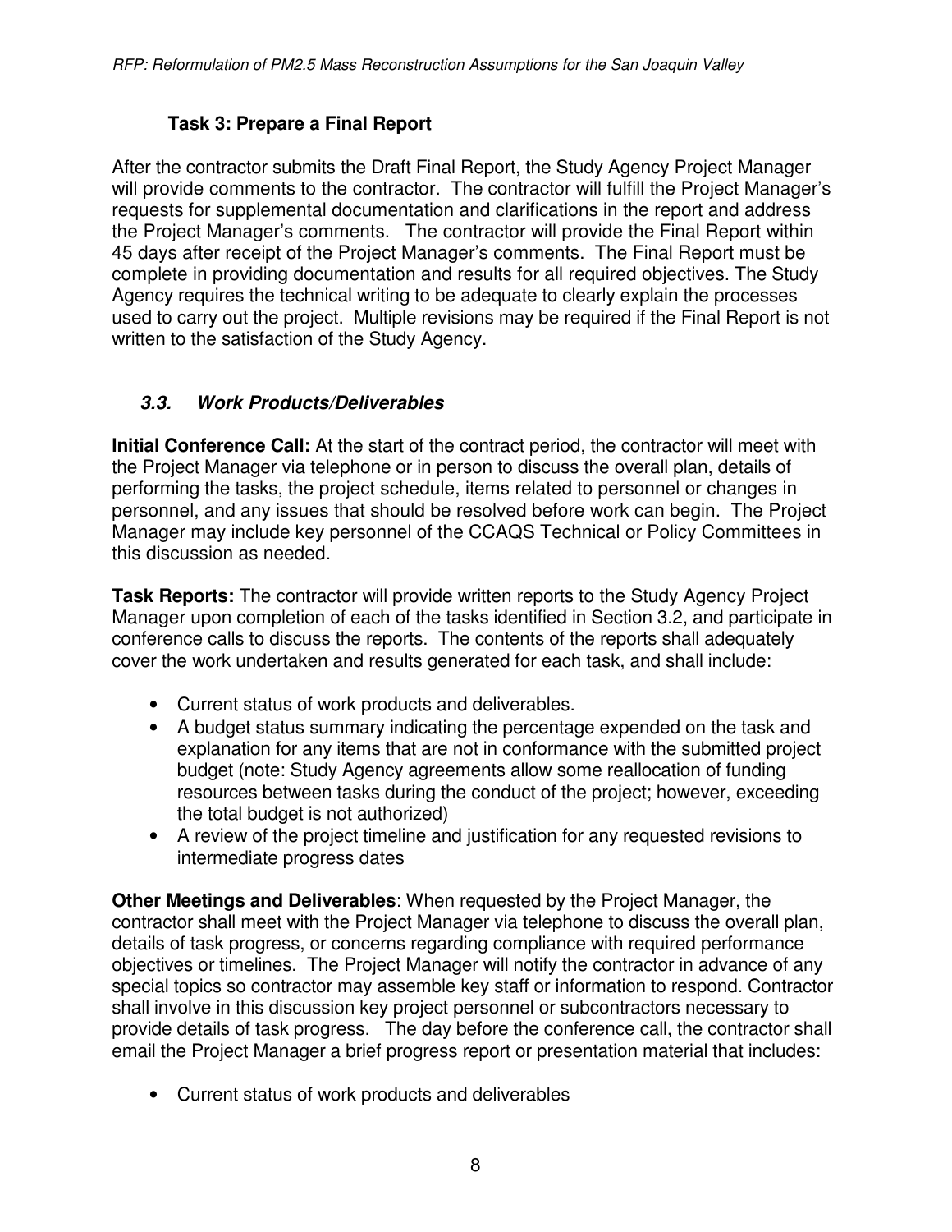### Task 3: Prepare a Final Report

After the contractor submits the Draft Final Report, the Study Agency Project Manager will provide comments to the contractor. The contractor will fulfill the Project Manager's requests for supplemental documentation and clarifications in the report and address the Project Manager's comments. The contractor will provide the Final Report within 45 days after receipt of the Project Manager's comments. The Final Report must be complete in providing documentation and results for all required objectives. The Study Agency requires the technical writing to be adequate to clearly explain the processes used to carry out the project. Multiple revisions may be required if the Final Report is not written to the satisfaction of the Study Agency.

## *3.3. Work Products/Deliverables*

**Initial Conference Call:** At the start of the contract period, the contractor will meet with the Project Manager via telephone or in person to discuss the overall plan, details of performing the tasks, the project schedule, items related to personnel or changes in personnel, and any issues that should be resolved before work can begin. The Project Manager may include key personnel of the CCAQS Technical or Policy Committees in this discussion as needed.

**Task Reports:** The contractor will provide written reports to the Study Agency Project Manager upon completion of each of the tasks identified in Section 3.2, and participate in conference calls to discuss the reports. The contents of the reports shall adequately cover the work undertaken and results generated for each task, and shall include:

- Current status of work products and deliverables.
- A budget status summary indicating the percentage expended on the task and explanation for any items that are not in conformance with the submitted project budget (note: Study Agency agreements allow some reallocation of funding resources between tasks during the conduct of the project; however, exceeding the total budget is not authorized)
- A review of the project timeline and justification for any requested revisions to intermediate progress dates

**Other Meetings and Deliverables**: When requested by the Project Manager, the contractor shall meet with the Project Manager via telephone to discuss the overall plan, details of task progress, or concerns regarding compliance with required performance objectives or timelines. The Project Manager will notify the contractor in advance of any special topics so contractor may assemble key staff or information to respond. Contractor shall involve in this discussion key project personnel or subcontractors necessary to provide details of task progress. The day before the conference call, the contractor shall email the Project Manager a brief progress report or presentation material that includes:

- Current status of work products and deliverables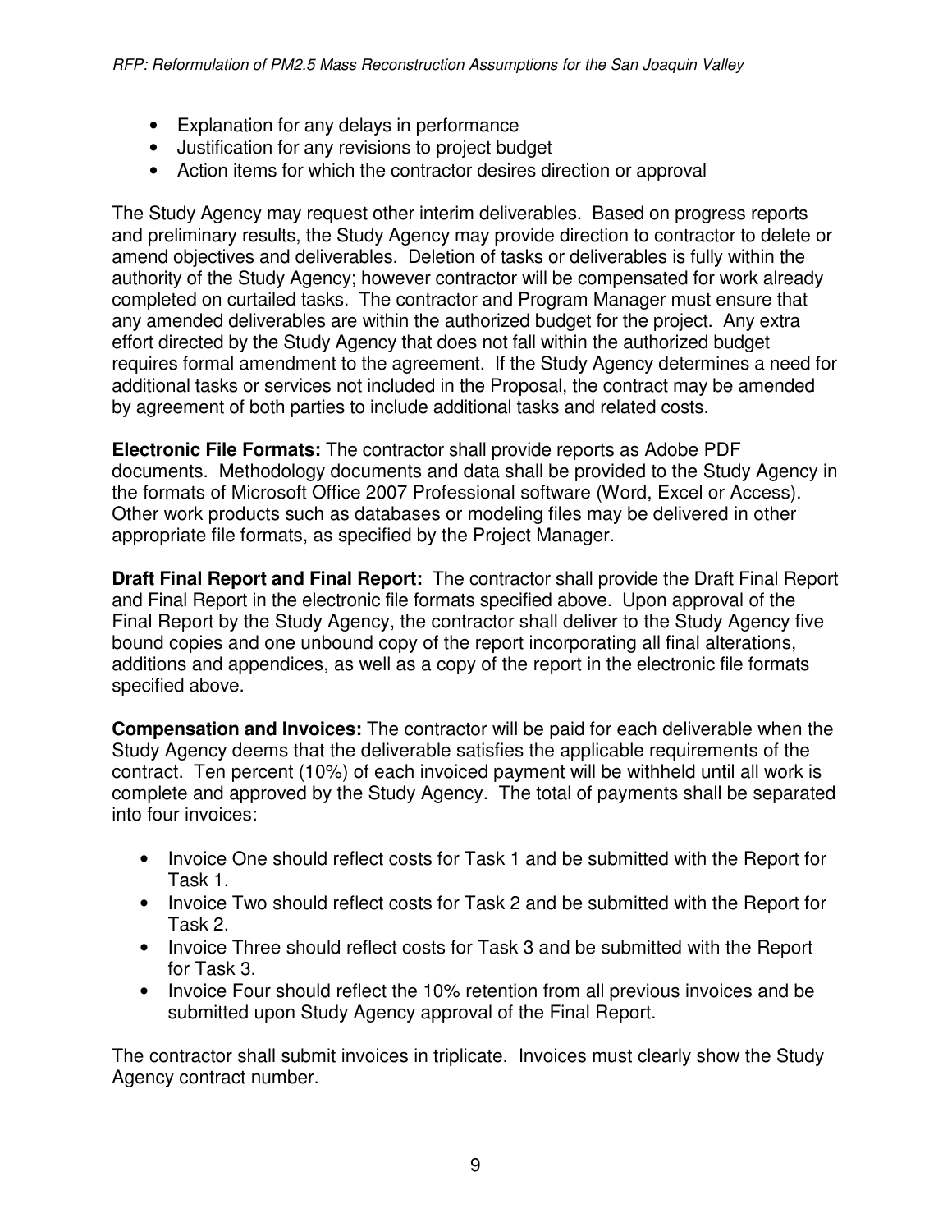- Explanation for any delays in performance
- Justification for any revisions to project budget
- Action items for which the contractor desires direction or approval

The Study Agency may request other interim deliverables. Based on progress reports and preliminary results, the Study Agency may provide direction to contractor to delete or amend objectives and deliverables. Deletion of tasks or deliverables is fully within the authority of the Study Agency; however contractor will be compensated for work already completed on curtailed tasks. The contractor and Program Manager must ensure that any amended deliverables are within the authorized budget for the project. Any extra effort directed by the Study Agency that does not fall within the authorized budget requires formal amendment to the agreement. If the Study Agency determines a need for additional tasks or services not included in the Proposal, the contract may be amended by agreement of both parties to include additional tasks and related costs.

**Electronic File Formats:** The contractor shall provide reports as Adobe PDF documents. Methodology documents and data shall be provided to the Study Agency in the formats of Microsoft Office 2007 Professional software (Word, Excel or Access). Other work products such as databases or modeling files may be delivered in other appropriate file formats, as specified by the Project Manager.

**Draft Final Report and Final Report:** The contractor shall provide the Draft Final Report and Final Report in the electronic file formats specified above. Upon approval of the Final Report by the Study Agency, the contractor shall deliver to the Study Agency five bound copies and one unbound copy of the report incorporating all final alterations, additions and appendices, as well as a copy of the report in the electronic file formats specified above.

**Compensation and Invoices:** The contractor will be paid for each deliverable when the Study Agency deems that the deliverable satisfies the applicable requirements of the contract. Ten percent (10%) of each invoiced payment will be withheld until all work is complete and approved by the Study Agency. The total of payments shall be separated into four invoices:

- Invoice One should reflect costs for Task 1 and be submitted with the Report for Task 1.
- Invoice Two should reflect costs for Task 2 and be submitted with the Report for Task 2.
- Invoice Three should reflect costs for Task 3 and be submitted with the Report for Task 3.
- Invoice Four should reflect the 10% retention from all previous invoices and be submitted upon Study Agency approval of the Final Report.

The contractor shall submit invoices in triplicate. Invoices must clearly show the Study Agency contract number.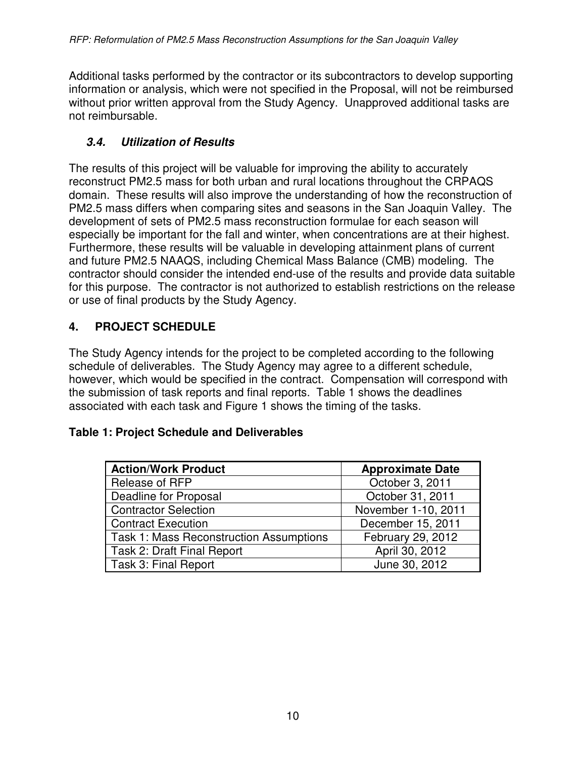Additional tasks performed by the contractor or its subcontractors to develop supporting information or analysis, which were not specified in the Proposal, will not be reimbursed without prior written approval from the Study Agency. Unapproved additional tasks are not reimbursable.

### *3.4. Utilization of Results*

The results of this project will be valuable for improving the ability to accurately reconstruct PM2.5 mass for both urban and rural locations throughout the CRPAQS domain. These results will also improve the understanding of how the reconstruction of PM2.5 mass differs when comparing sites and seasons in the San Joaquin Valley. The development of sets of PM2.5 mass reconstruction formulae for each season will especially be important for the fall and winter, when concentrations are at their highest. Furthermore, these results will be valuable in developing attainment plans of current and future PM2.5 NAAQS, including Chemical Mass Balance (CMB) modeling. The contractor should consider the intended end-use of the results and provide data suitable for this purpose. The contractor is not authorized to establish restrictions on the release or use of final products by the Study Agency.

## 4. PROJECT SCHEDULE

The Study Agency intends for the project to be completed according to the following schedule of deliverables. The Study Agency may agree to a different schedule, however, which would be specified in the contract. Compensation will correspond with the submission of task reports and final reports. Table 1 shows the deadlines associated with each task and Figure 1 shows the timing of the tasks.

**Table 1: Project Schedule and Deliverables**

| Action/Work Product | Approximate Date |
|---|---|
| Release of RFP | October 3, 2011 |
| Deadline for Proposal | October 31, 2011 |
| Contractor Selection | November 1-10, 2011 |
| Contract Execution | December 15, 2011 |
| Task 1: Mass Reconstruction Assumptions | February 29, 2012 |
| Task 2: Draft Final Report | April 30, 2012 |
| Task 3: Final Report | June 30, 2012 |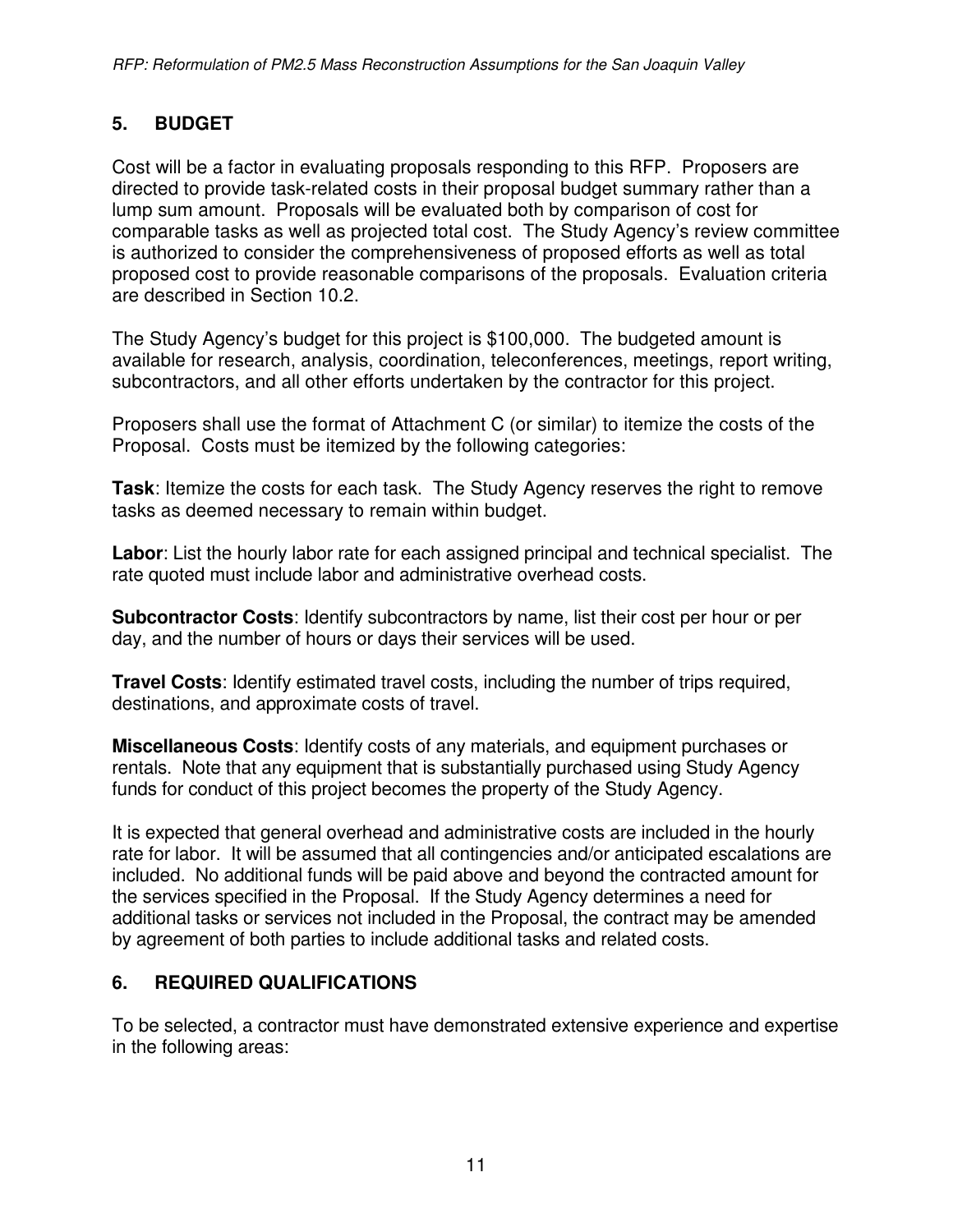## 5. BUDGET

Cost will be a factor in evaluating proposals responding to this RFP. Proposers are directed to provide task-related costs in their proposal budget summary rather than a lump sum amount. Proposals will be evaluated both by comparison of cost for comparable tasks as well as projected total cost. The Study Agency's review committee is authorized to consider the comprehensiveness of proposed efforts as well as total proposed cost to provide reasonable comparisons of the proposals. Evaluation criteria are described in Section 10.2.

The Study Agency's budget for this project is $100,000. The budgeted amount is available for research, analysis, coordination, teleconferences, meetings, report writing, subcontractors, and all other efforts undertaken by the contractor for this project.

Proposers shall use the format of Attachment C (or similar) to itemize the costs of the Proposal. Costs must be itemized by the following categories:

**Task**: Itemize the costs for each task. The Study Agency reserves the right to remove tasks as deemed necessary to remain within budget.

**Labor**: List the hourly labor rate for each assigned principal and technical specialist. The rate quoted must include labor and administrative overhead costs.

**Subcontractor Costs**: Identify subcontractors by name, list their cost per hour or per day, and the number of hours or days their services will be used.

**Travel Costs**: Identify estimated travel costs, including the number of trips required, destinations, and approximate costs of travel.

**Miscellaneous Costs**: Identify costs of any materials, and equipment purchases or rentals. Note that any equipment that is substantially purchased using Study Agency funds for conduct of this project becomes the property of the Study Agency.

It is expected that general overhead and administrative costs are included in the hourly rate for labor. It will be assumed that all contingencies and/or anticipated escalations are included. No additional funds will be paid above and beyond the contracted amount for the services specified in the Proposal. If the Study Agency determines a need for additional tasks or services not included in the Proposal, the contract may be amended by agreement of both parties to include additional tasks and related costs.

## 6. REQUIRED QUALIFICATIONS

To be selected, a contractor must have demonstrated extensive experience and expertise in the following areas: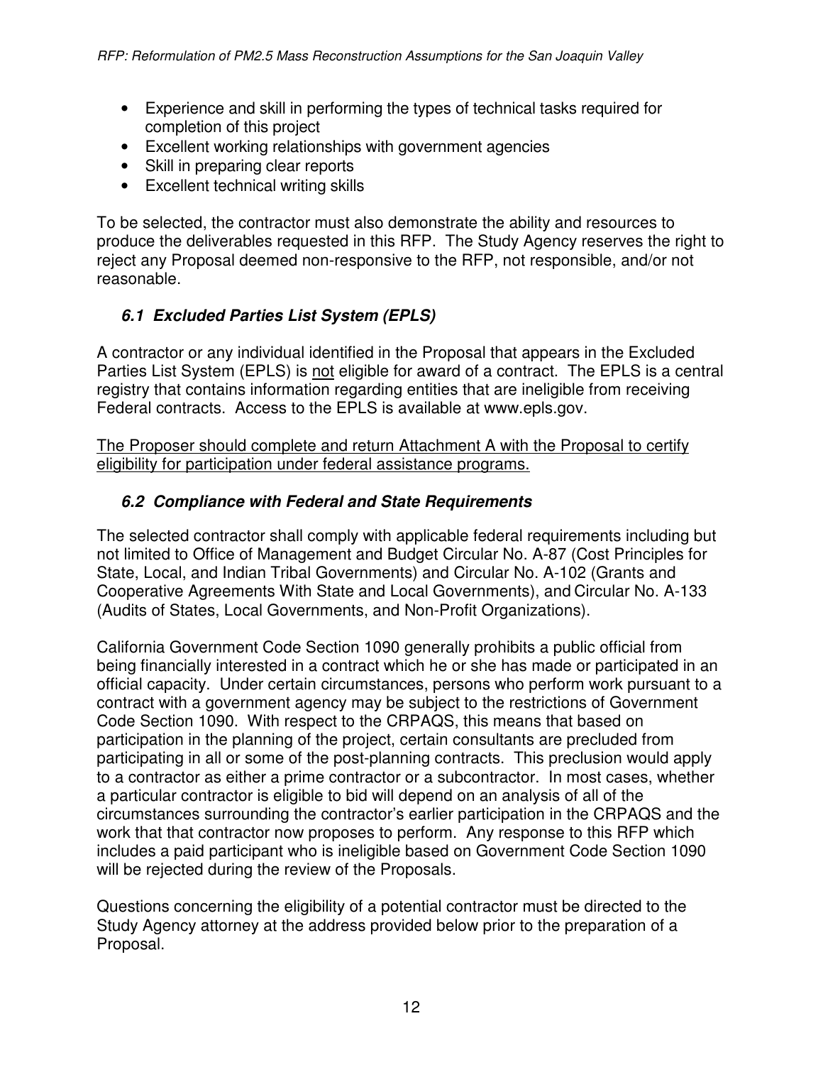- Experience and skill in performing the types of technical tasks required for completion of this project
- Excellent working relationships with government agencies
- Skill in preparing clear reports
- Excellent technical writing skills

To be selected, the contractor must also demonstrate the ability and resources to produce the deliverables requested in this RFP. The Study Agency reserves the right to reject any Proposal deemed non-responsive to the RFP, not responsible, and/or not reasonable.

### *6.1 Excluded Parties List System (EPLS)*

A contractor or any individual identified in the Proposal that appears in the Excluded Parties List System (EPLS) is <u>not</u> eligible for award of a contract. The EPLS is a central registry that contains information regarding entities that are ineligible from receiving Federal contracts. Access to the EPLS is available at www.epls.gov.

<u>The Proposer should complete and return Attachment A with the Proposal to certify eligibility for participation under federal assistance programs.</u>

### *6.2 Compliance with Federal and State Requirements*

The selected contractor shall comply with applicable federal requirements including but not limited to Office of Management and Budget Circular No. A-87 (Cost Principles for State, Local, and Indian Tribal Governments) and Circular No. A-102 (Grants and Cooperative Agreements With State and Local Governments), and Circular No. A-133 (Audits of States, Local Governments, and Non-Profit Organizations).

California Government Code Section 1090 generally prohibits a public official from being financially interested in a contract which he or she has made or participated in an official capacity. Under certain circumstances, persons who perform work pursuant to a contract with a government agency may be subject to the restrictions of Government Code Section 1090. With respect to the CRPAQS, this means that based on participation in the planning of the project, certain consultants are precluded from participating in all or some of the post-planning contracts. This preclusion would apply to a contractor as either a prime contractor or a subcontractor. In most cases, whether a particular contractor is eligible to bid will depend on an analysis of all of the circumstances surrounding the contractor's earlier participation in the CRPAQS and the work that that contractor now proposes to perform. Any response to this RFP which includes a paid participant who is ineligible based on Government Code Section 1090 will be rejected during the review of the Proposals.

Questions concerning the eligibility of a potential contractor must be directed to the Study Agency attorney at the address provided below prior to the preparation of a Proposal.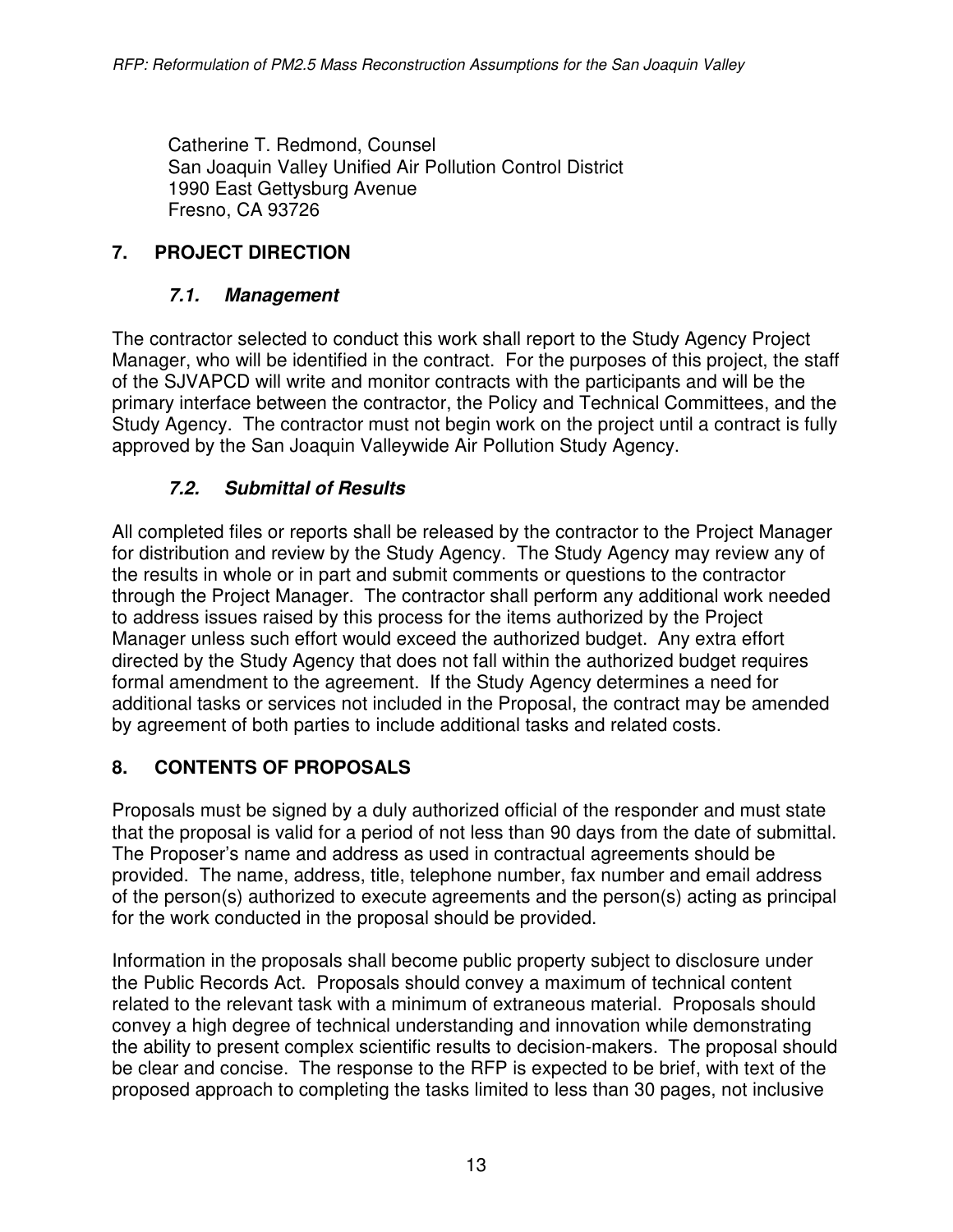Catherine T. Redmond, Counsel
San Joaquin Valley Unified Air Pollution Control District
1990 East Gettysburg Avenue
Fresno, CA 93726

## 7. PROJECT DIRECTION

### *7.1. Management*

The contractor selected to conduct this work shall report to the Study Agency Project Manager, who will be identified in the contract. For the purposes of this project, the staff of the SJVAPCD will write and monitor contracts with the participants and will be the primary interface between the contractor, the Policy and Technical Committees, and the Study Agency. The contractor must not begin work on the project until a contract is fully approved by the San Joaquin Valleywide Air Pollution Study Agency.

### *7.2. Submittal of Results*

All completed files or reports shall be released by the contractor to the Project Manager for distribution and review by the Study Agency. The Study Agency may review any of the results in whole or in part and submit comments or questions to the contractor through the Project Manager. The contractor shall perform any additional work needed to address issues raised by this process for the items authorized by the Project Manager unless such effort would exceed the authorized budget. Any extra effort directed by the Study Agency that does not fall within the authorized budget requires formal amendment to the agreement. If the Study Agency determines a need for additional tasks or services not included in the Proposal, the contract may be amended by agreement of both parties to include additional tasks and related costs.

## 8. CONTENTS OF PROPOSALS

Proposals must be signed by a duly authorized official of the responder and must state that the proposal is valid for a period of not less than 90 days from the date of submittal. The Proposer's name and address as used in contractual agreements should be provided. The name, address, title, telephone number, fax number and email address of the person(s) authorized to execute agreements and the person(s) acting as principal for the work conducted in the proposal should be provided.

Information in the proposals shall become public property subject to disclosure under the Public Records Act. Proposals should convey a maximum of technical content related to the relevant task with a minimum of extraneous material. Proposals should convey a high degree of technical understanding and innovation while demonstrating the ability to present complex scientific results to decision-makers. The proposal should be clear and concise. The response to the RFP is expected to be brief, with text of the proposed approach to completing the tasks limited to less than 30 pages, not inclusive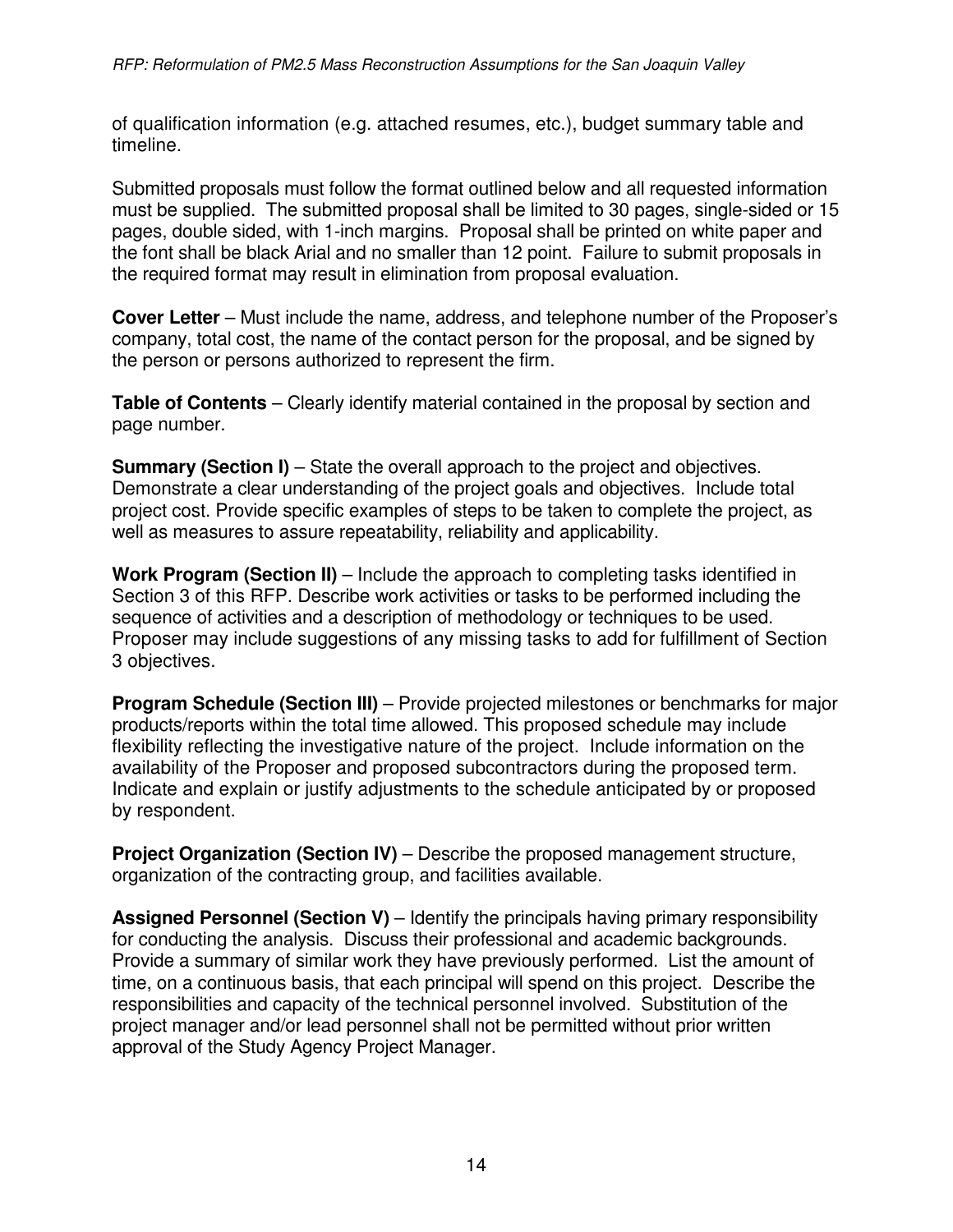of qualification information (e.g. attached resumes, etc.), budget summary table and timeline.

Submitted proposals must follow the format outlined below and all requested information must be supplied. The submitted proposal shall be limited to 30 pages, single-sided or 15 pages, double sided, with 1-inch margins. Proposal shall be printed on white paper and the font shall be black Arial and no smaller than 12 point. Failure to submit proposals in the required format may result in elimination from proposal evaluation.

**Cover Letter** – Must include the name, address, and telephone number of the Proposer's company, total cost, the name of the contact person for the proposal, and be signed by the person or persons authorized to represent the firm.

**Table of Contents** – Clearly identify material contained in the proposal by section and page number.

**Summary (Section I)** – State the overall approach to the project and objectives. Demonstrate a clear understanding of the project goals and objectives. Include total project cost. Provide specific examples of steps to be taken to complete the project, as well as measures to assure repeatability, reliability and applicability.

**Work Program (Section II)** – Include the approach to completing tasks identified in Section 3 of this RFP. Describe work activities or tasks to be performed including the sequence of activities and a description of methodology or techniques to be used. Proposer may include suggestions of any missing tasks to add for fulfillment of Section 3 objectives.

**Program Schedule (Section III)** – Provide projected milestones or benchmarks for major products/reports within the total time allowed. This proposed schedule may include flexibility reflecting the investigative nature of the project. Include information on the availability of the Proposer and proposed subcontractors during the proposed term. Indicate and explain or justify adjustments to the schedule anticipated by or proposed by respondent.

**Project Organization (Section IV)** – Describe the proposed management structure, organization of the contracting group, and facilities available.

**Assigned Personnel (Section V)** – Identify the principals having primary responsibility for conducting the analysis. Discuss their professional and academic backgrounds. Provide a summary of similar work they have previously performed. List the amount of time, on a continuous basis, that each principal will spend on this project. Describe the responsibilities and capacity of the technical personnel involved. Substitution of the project manager and/or lead personnel shall not be permitted without prior written approval of the Study Agency Project Manager.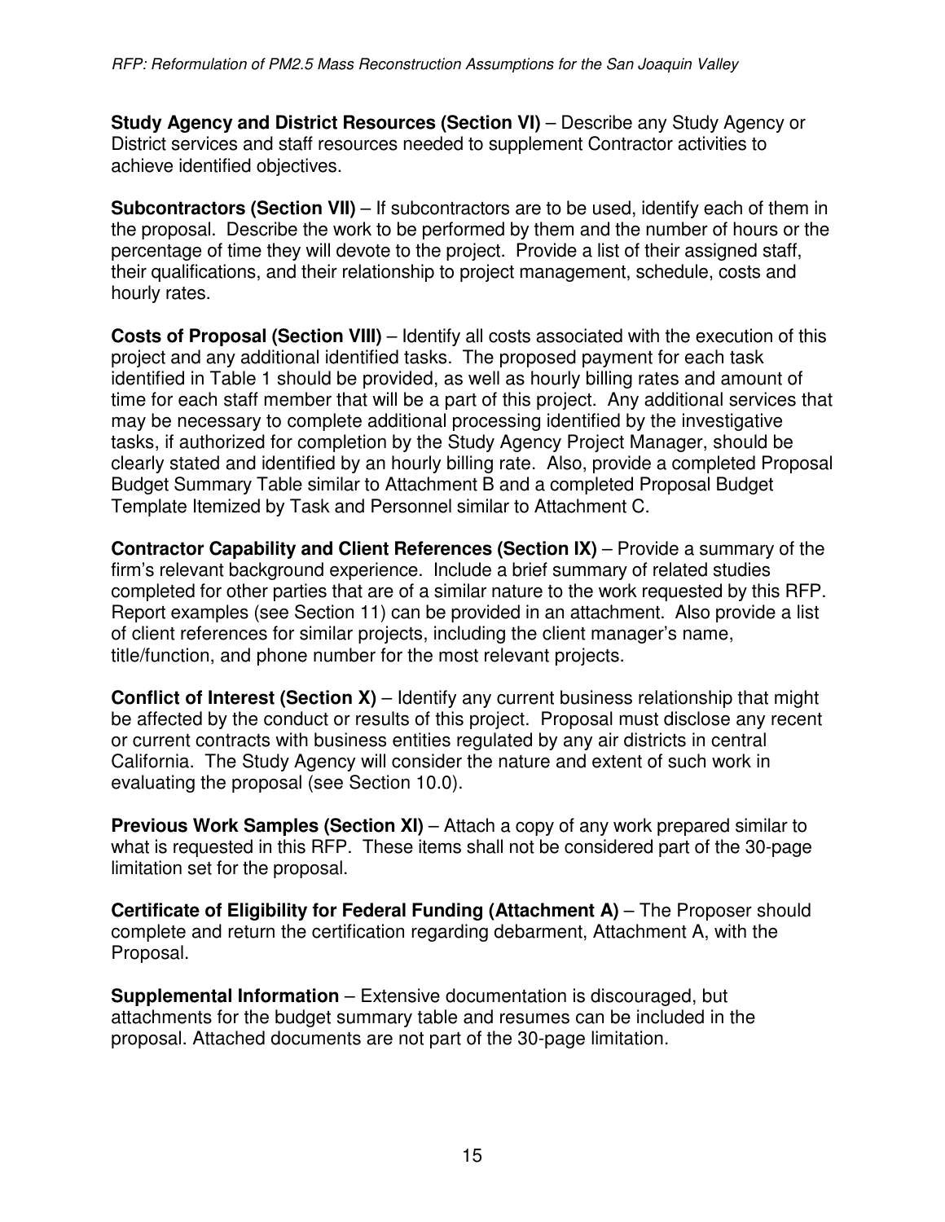**Study Agency and District Resources (Section VI)** – Describe any Study Agency or District services and staff resources needed to supplement Contractor activities to achieve identified objectives.

**Subcontractors (Section VII)** – If subcontractors are to be used, identify each of them in the proposal. Describe the work to be performed by them and the number of hours or the percentage of time they will devote to the project. Provide a list of their assigned staff, their qualifications, and their relationship to project management, schedule, costs and hourly rates.

**Costs of Proposal (Section VIII)** – Identify all costs associated with the execution of this project and any additional identified tasks. The proposed payment for each task identified in Table 1 should be provided, as well as hourly billing rates and amount of time for each staff member that will be a part of this project. Any additional services that may be necessary to complete additional processing identified by the investigative tasks, if authorized for completion by the Study Agency Project Manager, should be clearly stated and identified by an hourly billing rate. Also, provide a completed Proposal Budget Summary Table similar to Attachment B and a completed Proposal Budget Template Itemized by Task and Personnel similar to Attachment C.

**Contractor Capability and Client References (Section IX)** – Provide a summary of the firm's relevant background experience. Include a brief summary of related studies completed for other parties that are of a similar nature to the work requested by this RFP. Report examples (see Section 11) can be provided in an attachment. Also provide a list of client references for similar projects, including the client manager's name, title/function, and phone number for the most relevant projects.

**Conflict of Interest (Section X)** – Identify any current business relationship that might be affected by the conduct or results of this project. Proposal must disclose any recent or current contracts with business entities regulated by any air districts in central California. The Study Agency will consider the nature and extent of such work in evaluating the proposal (see Section 10.0).

**Previous Work Samples (Section XI)** – Attach a copy of any work prepared similar to what is requested in this RFP. These items shall not be considered part of the 30-page limitation set for the proposal.

**Certificate of Eligibility for Federal Funding (Attachment A)** – The Proposer should complete and return the certification regarding debarment, Attachment A, with the Proposal.

**Supplemental Information** – Extensive documentation is discouraged, but attachments for the budget summary table and resumes can be included in the proposal. Attached documents are not part of the 30-page limitation.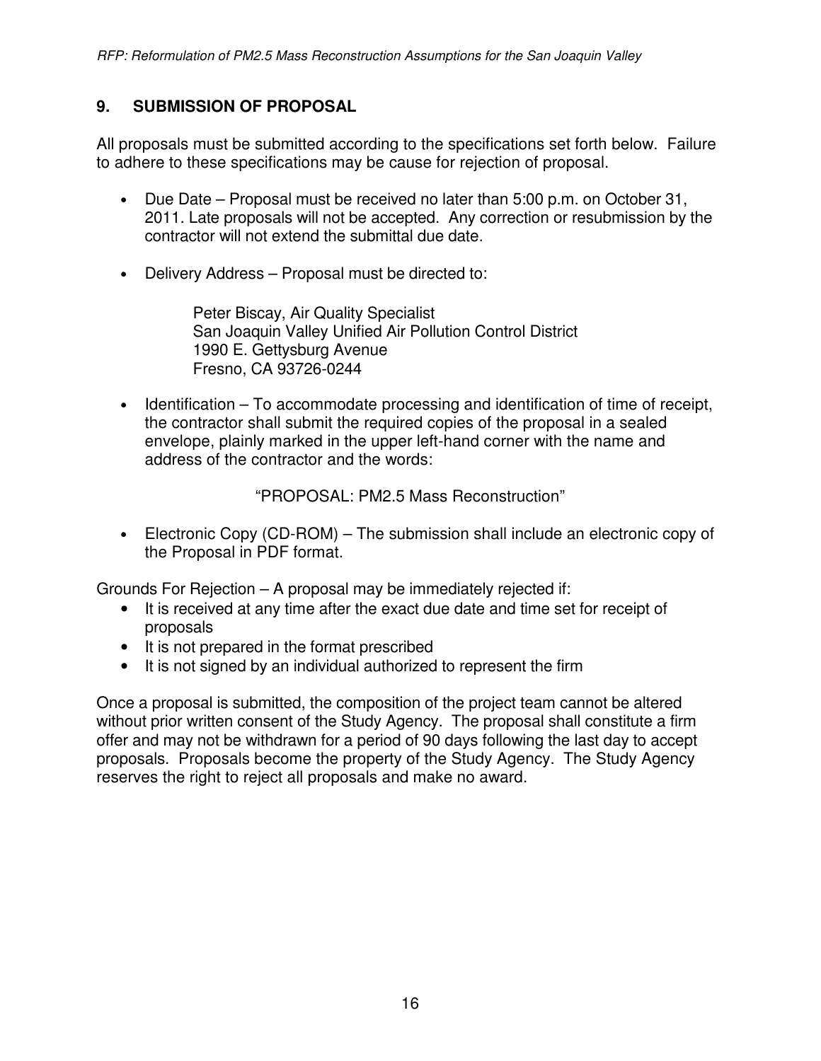## 9. SUBMISSION OF PROPOSAL

All proposals must be submitted according to the specifications set forth below. Failure to adhere to these specifications may be cause for rejection of proposal.

- Due Date – Proposal must be received no later than 5:00 p.m. on October 31, 2011. Late proposals will not be accepted. Any correction or resubmission by the contractor will not extend the submittal due date.
- Delivery Address – Proposal must be directed to:

  Peter Biscay, Air Quality Specialist
  San Joaquin Valley Unified Air Pollution Control District
  1990 E. Gettysburg Avenue
  Fresno, CA 93726-0244

- Identification – To accommodate processing and identification of time of receipt, the contractor shall submit the required copies of the proposal in a sealed envelope, plainly marked in the upper left-hand corner with the name and address of the contractor and the words:

  "PROPOSAL: PM2.5 Mass Reconstruction"

- Electronic Copy (CD-ROM) – The submission shall include an electronic copy of the Proposal in PDF format.

Grounds For Rejection – A proposal may be immediately rejected if:

- It is received at any time after the exact due date and time set for receipt of proposals
- It is not prepared in the format prescribed
- It is not signed by an individual authorized to represent the firm

Once a proposal is submitted, the composition of the project team cannot be altered without prior written consent of the Study Agency. The proposal shall constitute a firm offer and may not be withdrawn for a period of 90 days following the last day to accept proposals. Proposals become the property of the Study Agency. The Study Agency reserves the right to reject all proposals and make no award.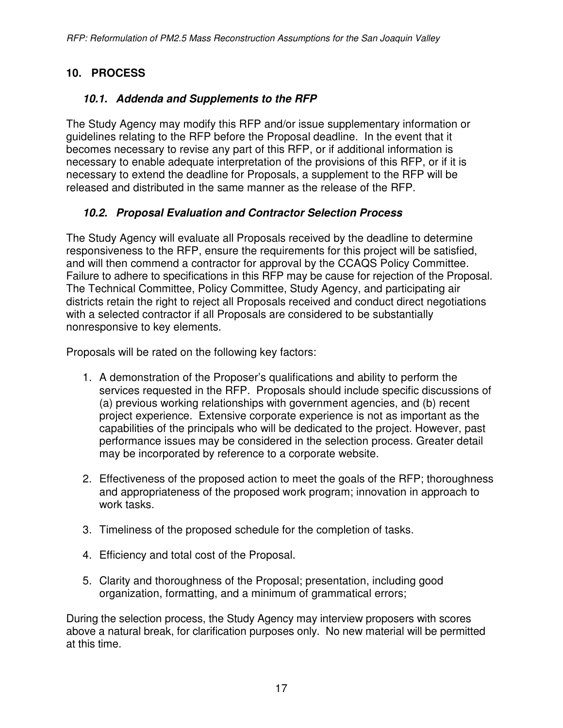## 10. PROCESS

### *10.1. Addenda and Supplements to the RFP*

The Study Agency may modify this RFP and/or issue supplementary information or guidelines relating to the RFP before the Proposal deadline. In the event that it becomes necessary to revise any part of this RFP, or if additional information is necessary to enable adequate interpretation of the provisions of this RFP, or if it is necessary to extend the deadline for Proposals, a supplement to the RFP will be released and distributed in the same manner as the release of the RFP.

### *10.2. Proposal Evaluation and Contractor Selection Process*

The Study Agency will evaluate all Proposals received by the deadline to determine responsiveness to the RFP, ensure the requirements for this project will be satisfied, and will then commend a contractor for approval by the CCAQS Policy Committee. Failure to adhere to specifications in this RFP may be cause for rejection of the Proposal. The Technical Committee, Policy Committee, Study Agency, and participating air districts retain the right to reject all Proposals received and conduct direct negotiations with a selected contractor if all Proposals are considered to be substantially nonresponsive to key elements.

Proposals will be rated on the following key factors:

1. A demonstration of the Proposer's qualifications and ability to perform the services requested in the RFP. Proposals should include specific discussions of (a) previous working relationships with government agencies, and (b) recent project experience. Extensive corporate experience is not as important as the capabilities of the principals who will be dedicated to the project. However, past performance issues may be considered in the selection process. Greater detail may be incorporated by reference to a corporate website.

2. Effectiveness of the proposed action to meet the goals of the RFP; thoroughness and appropriateness of the proposed work program; innovation in approach to work tasks.

3. Timeliness of the proposed schedule for the completion of tasks.

4. Efficiency and total cost of the Proposal.

5. Clarity and thoroughness of the Proposal; presentation, including good organization, formatting, and a minimum of grammatical errors;

During the selection process, the Study Agency may interview proposers with scores above a natural break, for clarification purposes only. No new material will be permitted at this time.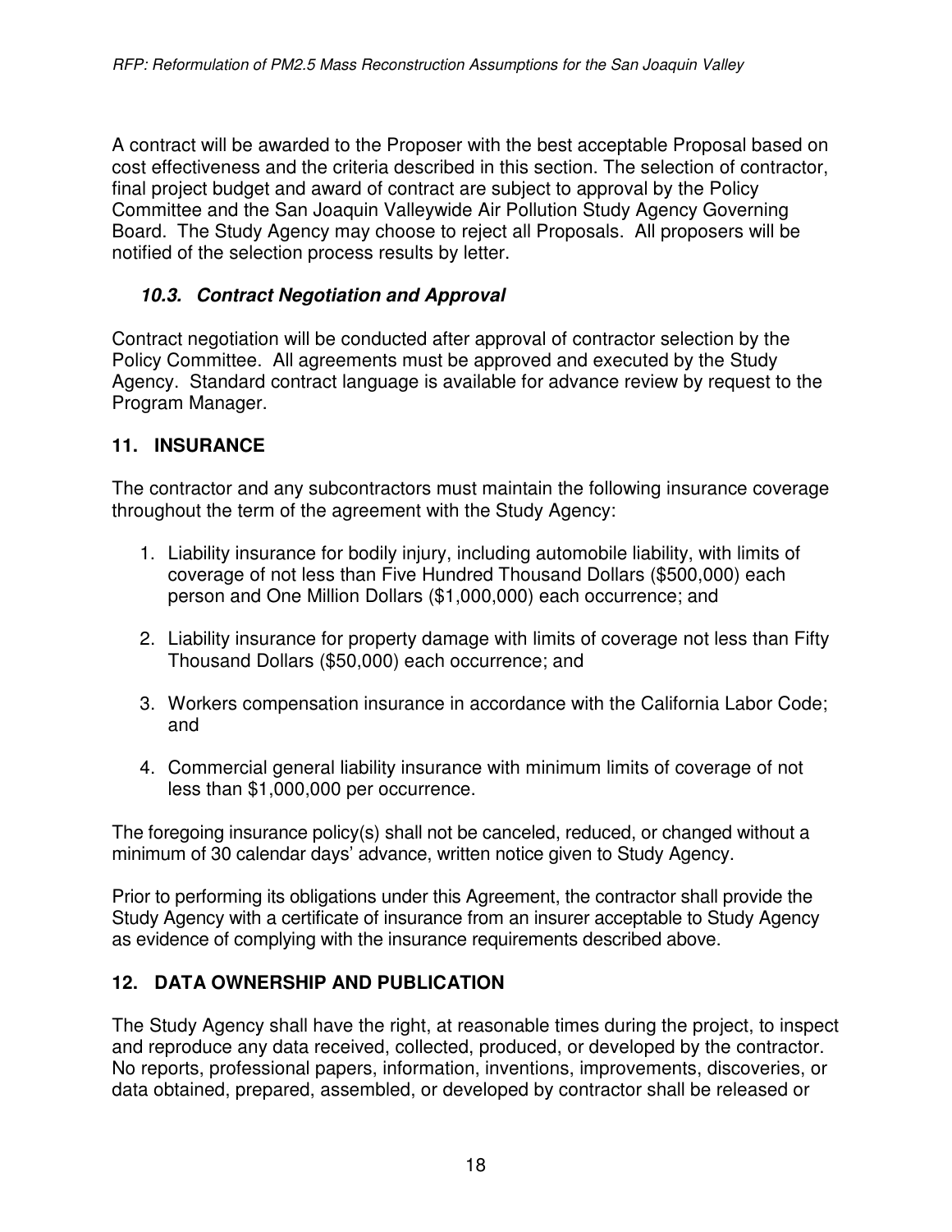A contract will be awarded to the Proposer with the best acceptable Proposal based on cost effectiveness and the criteria described in this section. The selection of contractor, final project budget and award of contract are subject to approval by the Policy Committee and the San Joaquin Valleywide Air Pollution Study Agency Governing Board. The Study Agency may choose to reject all Proposals. All proposers will be notified of the selection process results by letter.

### *10.3. Contract Negotiation and Approval*

Contract negotiation will be conducted after approval of contractor selection by the Policy Committee. All agreements must be approved and executed by the Study Agency. Standard contract language is available for advance review by request to the Program Manager.

## 11. INSURANCE

The contractor and any subcontractors must maintain the following insurance coverage throughout the term of the agreement with the Study Agency:

1. Liability insurance for bodily injury, including automobile liability, with limits of coverage of not less than Five Hundred Thousand Dollars ($500,000) each person and One Million Dollars ($1,000,000) each occurrence; and
2. Liability insurance for property damage with limits of coverage not less than Fifty Thousand Dollars ($50,000) each occurrence; and
3. Workers compensation insurance in accordance with the California Labor Code; and
4. Commercial general liability insurance with minimum limits of coverage of not less than $1,000,000 per occurrence.

The foregoing insurance policy(s) shall not be canceled, reduced, or changed without a minimum of 30 calendar days' advance, written notice given to Study Agency.

Prior to performing its obligations under this Agreement, the contractor shall provide the Study Agency with a certificate of insurance from an insurer acceptable to Study Agency as evidence of complying with the insurance requirements described above.

## 12. DATA OWNERSHIP AND PUBLICATION

The Study Agency shall have the right, at reasonable times during the project, to inspect and reproduce any data received, collected, produced, or developed by the contractor. No reports, professional papers, information, inventions, improvements, discoveries, or data obtained, prepared, assembled, or developed by contractor shall be released or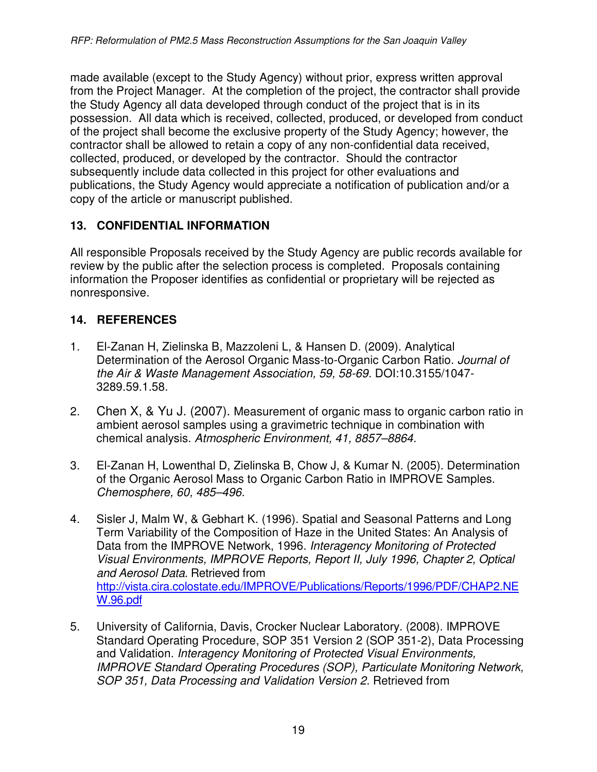made available (except to the Study Agency) without prior, express written approval from the Project Manager. At the completion of the project, the contractor shall provide the Study Agency all data developed through conduct of the project that is in its possession. All data which is received, collected, produced, or developed from conduct of the project shall become the exclusive property of the Study Agency; however, the contractor shall be allowed to retain a copy of any non-confidential data received, collected, produced, or developed by the contractor. Should the contractor subsequently include data collected in this project for other evaluations and publications, the Study Agency would appreciate a notification of publication and/or a copy of the article or manuscript published.

## 13. CONFIDENTIAL INFORMATION

All responsible Proposals received by the Study Agency are public records available for review by the public after the selection process is completed. Proposals containing information the Proposer identifies as confidential or proprietary will be rejected as nonresponsive.

## 14. REFERENCES

1. El-Zanan H, Zielinska B, Mazzoleni L, & Hansen D. (2009). Analytical Determination of the Aerosol Organic Mass-to-Organic Carbon Ratio. *Journal of the Air & Waste Management Association, 59, 58-69.* DOI:10.3155/1047-3289.59.1.58.

2. Chen X, & Yu J. (2007). Measurement of organic mass to organic carbon ratio in ambient aerosol samples using a gravimetric technique in combination with chemical analysis. *Atmospheric Environment, 41, 8857–8864.*

3. El-Zanan H, Lowenthal D, Zielinska B, Chow J, & Kumar N. (2005). Determination of the Organic Aerosol Mass to Organic Carbon Ratio in IMPROVE Samples. *Chemosphere, 60, 485–496.*

4. Sisler J, Malm W, & Gebhart K. (1996). Spatial and Seasonal Patterns and Long Term Variability of the Composition of Haze in the United States: An Analysis of Data from the IMPROVE Network, 1996. *Interagency Monitoring of Protected Visual Environments, IMPROVE Reports, Report II, July 1996, Chapter 2, Optical and Aerosol Data*. Retrieved from http://vista.cira.colostate.edu/IMPROVE/Publications/Reports/1996/PDF/CHAP2.NEW.96.pdf

5. University of California, Davis, Crocker Nuclear Laboratory. (2008). IMPROVE Standard Operating Procedure, SOP 351 Version 2 (SOP 351-2), Data Processing and Validation. *Interagency Monitoring of Protected Visual Environments, IMPROVE Standard Operating Procedures (SOP), Particulate Monitoring Network, SOP 351, Data Processing and Validation Version 2.* Retrieved from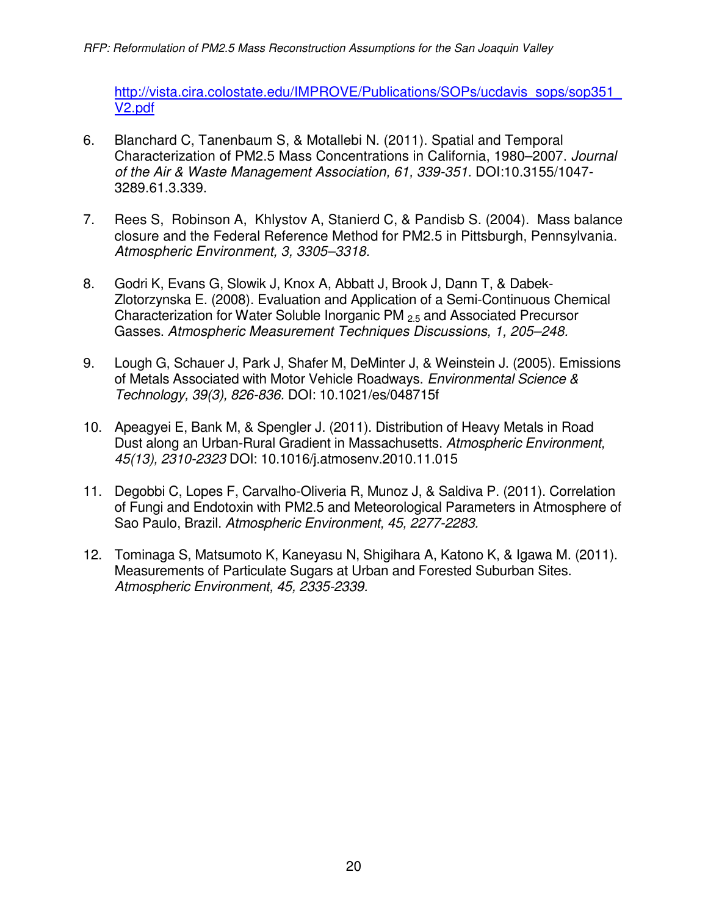http://vista.cira.colostate.edu/IMPROVE/Publications/SOPs/ucdavis_sops/sop351_V2.pdf

6. Blanchard C, Tanenbaum S, & Motallebi N. (2011). Spatial and Temporal Characterization of PM2.5 Mass Concentrations in California, 1980–2007. *Journal of the Air & Waste Management Association, 61, 339-351.* DOI:10.3155/1047-3289.61.3.339.

7. Rees S, Robinson A, Khlystov A, Stanierd C, & Pandisb S. (2004). Mass balance closure and the Federal Reference Method for PM2.5 in Pittsburgh, Pennsylvania. *Atmospheric Environment, 3, 3305–3318.*

8. Godri K, Evans G, Slowik J, Knox A, Abbatt J, Brook J, Dann T, & Dabek-Zlotorzynska E. (2008). Evaluation and Application of a Semi-Continuous Chemical Characterization for Water Soluble Inorganic $PM_{2.5}$ and Associated Precursor Gasses. *Atmospheric Measurement Techniques Discussions, 1, 205–248.*

9. Lough G, Schauer J, Park J, Shafer M, DeMinter J, & Weinstein J. (2005). Emissions of Metals Associated with Motor Vehicle Roadways. *Environmental Science & Technology, 39(3), 826-836.* DOI: 10.1021/es048715f

10. Apeagyei E, Bank M, & Spengler J. (2011). Distribution of Heavy Metals in Road Dust along an Urban-Rural Gradient in Massachusetts. *Atmospheric Environment, 45(13), 2310-2323* DOI: 10.1016/j.atmosenv.2010.11.015

11. Degobbi C, Lopes F, Carvalho-Oliveria R, Munoz J, & Saldiva P. (2011). Correlation of Fungi and Endotoxin with PM2.5 and Meteorological Parameters in Atmosphere of Sao Paulo, Brazil. *Atmospheric Environment, 45, 2277-2283.*

12. Tominaga S, Matsumoto K, Kaneyasu N, Shigihara A, Katono K, & Igawa M. (2011). Measurements of Particulate Sugars at Urban and Forested Suburban Sites. *Atmospheric Environment, 45, 2335-2339.*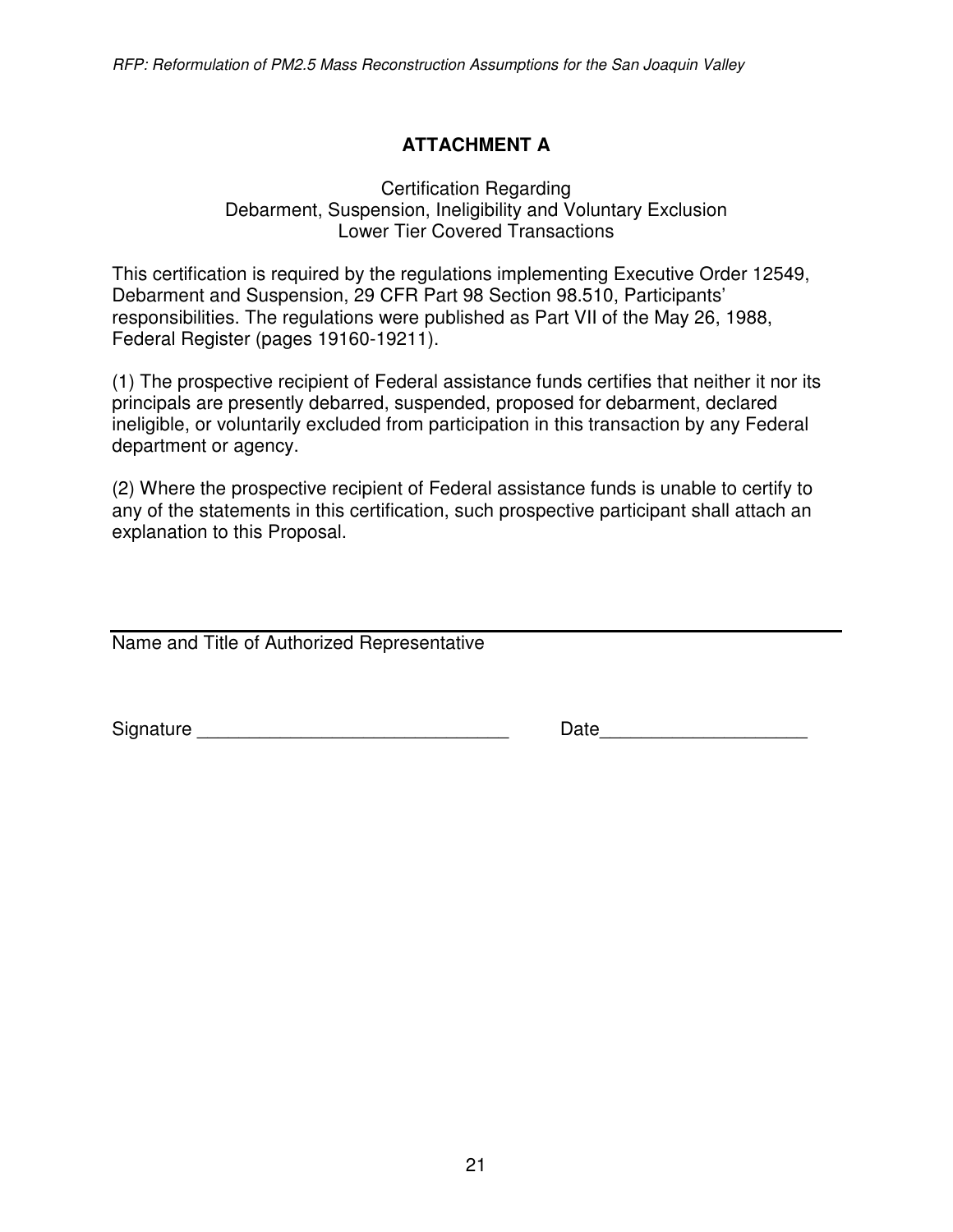# ATTACHMENT A

Certification Regarding
Debarment, Suspension, Ineligibility and Voluntary Exclusion
Lower Tier Covered Transactions

This certification is required by the regulations implementing Executive Order 12549, Debarment and Suspension, 29 CFR Part 98 Section 98.510, Participants' responsibilities. The regulations were published as Part VII of the May 26, 1988, Federal Register (pages 19160-19211).

(1) The prospective recipient of Federal assistance funds certifies that neither it nor its principals are presently debarred, suspended, proposed for debarment, declared ineligible, or voluntarily excluded from participation in this transaction by any Federal department or agency.

(2) Where the prospective recipient of Federal assistance funds is unable to certify to any of the statements in this certification, such prospective participant shall attach an explanation to this Proposal.

______________________________________________
Name and Title of Authorized Representative

Signature ______________________________ Date____________________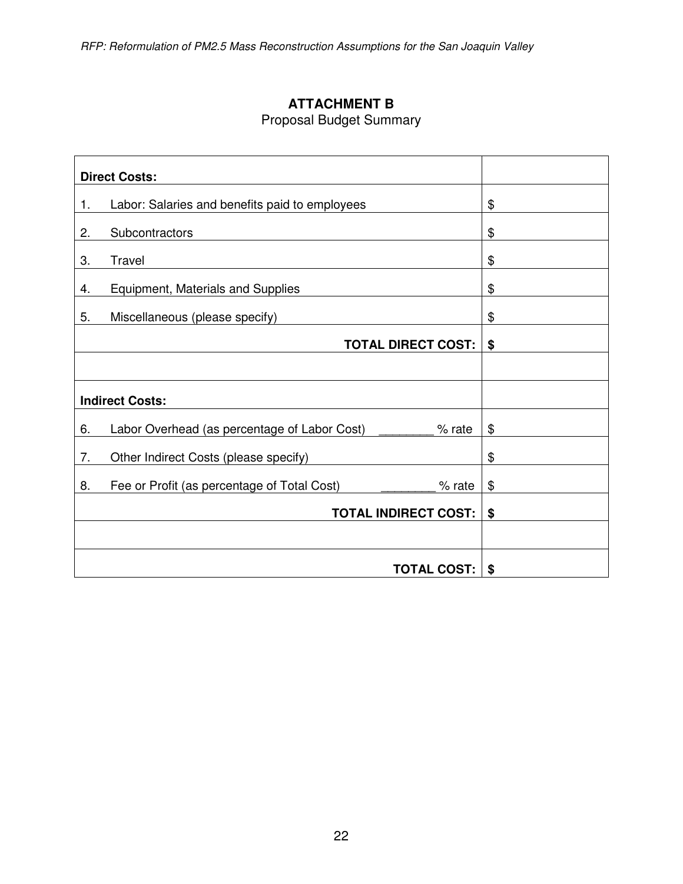## ATTACHMENT B

Proposal Budget Summary

| | |
|---|---|
| **Direct Costs:** | |
| 1. Labor: Salaries and benefits paid to employees | $ |
| 2. Subcontractors | $ |
| 3. Travel | $ |
| 4. Equipment, Materials and Supplies | $ |
| 5. Miscellaneous (please specify) | $ |
| **TOTAL DIRECT COST:** | **$** |
| | |
| **Indirect Costs:** | |
| 6. Labor Overhead (as percentage of Labor Cost) ________ % rate | $ |
| 7. Other Indirect Costs (please specify) | $ |
| 8. Fee or Profit (as percentage of Total Cost) ________ % rate | $ |
| **TOTAL INDIRECT COST:** | **$** |
| | |
| **TOTAL COST:** | **$** |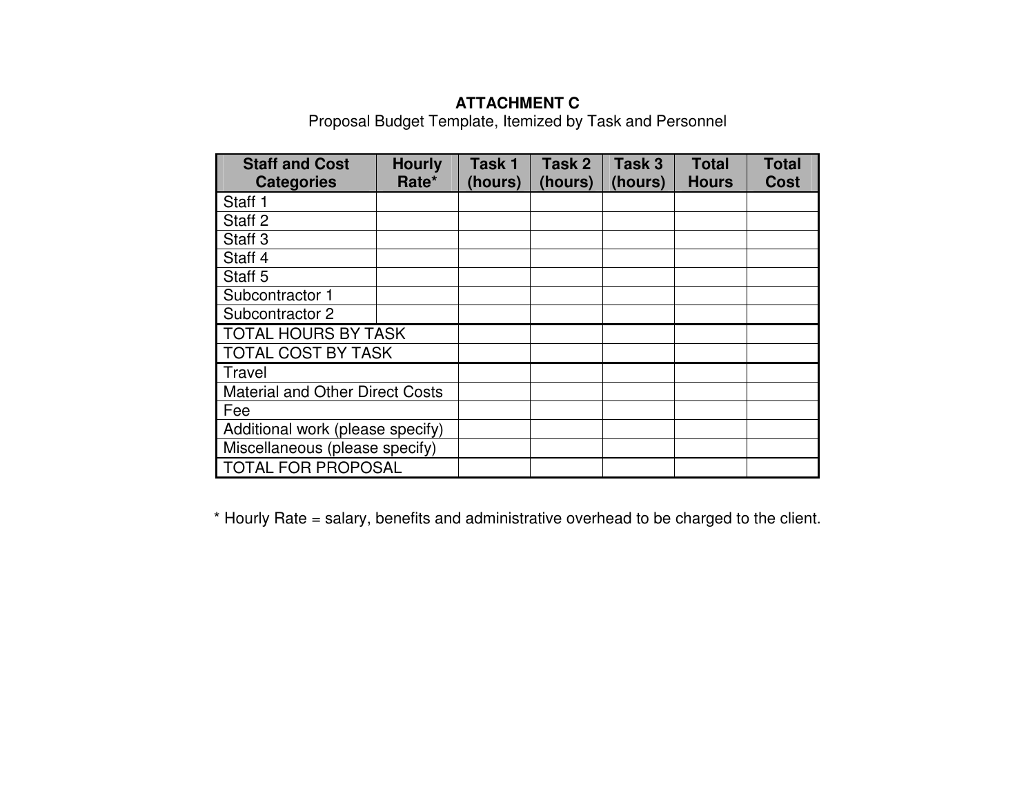**ATTACHMENT C**

Proposal Budget Template, Itemized by Task and Personnel

| Staff and Cost Categories | Hourly Rate* | Task 1 (hours) | Task 2 (hours) | Task 3 (hours) | Total Hours | Total Cost |
|---|---|---|---|---|---|---|
| Staff 1 | | | | | | |
| Staff 2 | | | | | | |
| Staff 3 | | | | | | |
| Staff 4 | | | | | | |
| Staff 5 | | | | | | |
| Subcontractor 1 | | | | | | |
| Subcontractor 2 | | | | | | |
| TOTAL HOURS BY TASK | | | | | | |
| TOTAL COST BY TASK | | | | | | |
| Travel | | | | | | |
| Material and Other Direct Costs | | | | | | |
| Fee | | | | | | |
| Additional work (please specify) | | | | | | |
| Miscellaneous (please specify) | | | | | | |
| TOTAL FOR PROPOSAL | | | | | | |

* Hourly Rate = salary, benefits and administrative overhead to be charged to the client.